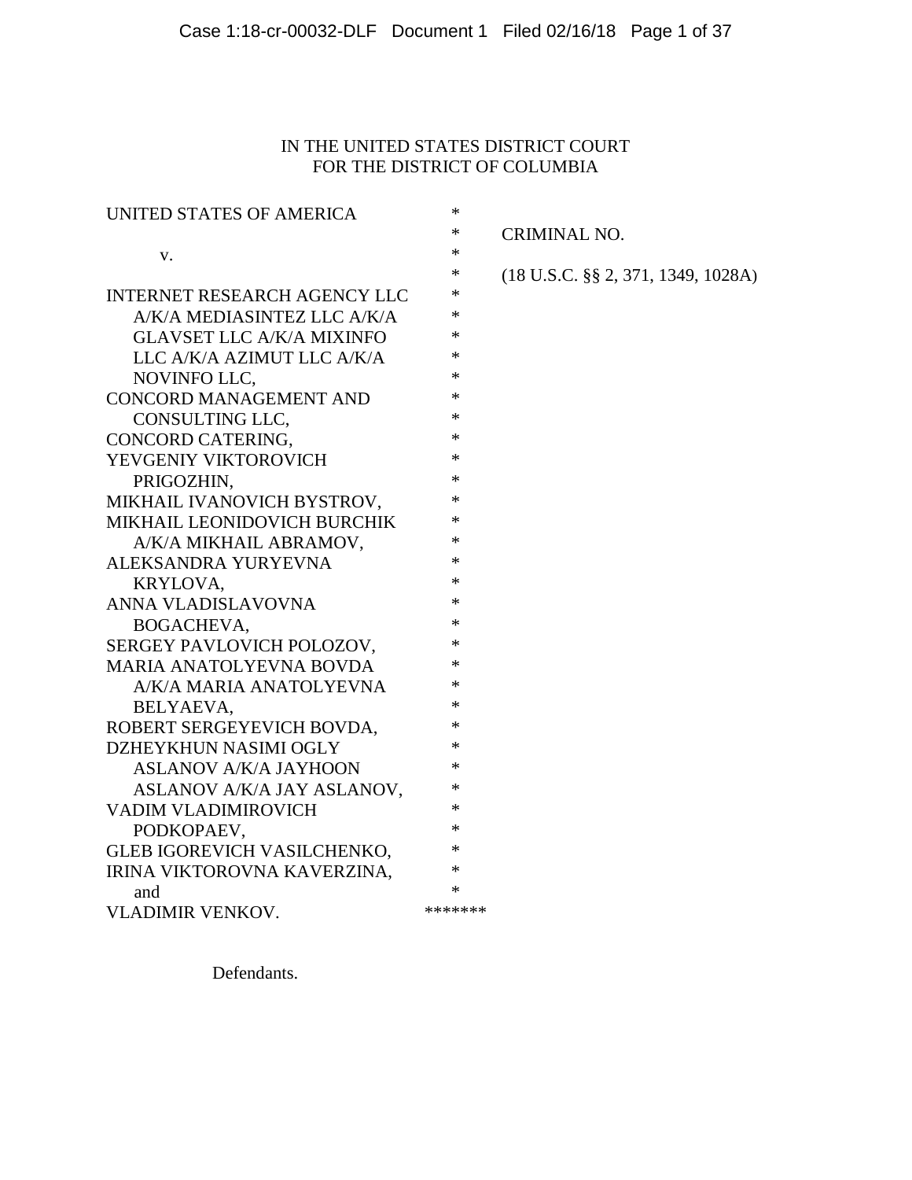IN THE UNITED STATES DISTRICT COURT
FOR THE DISTRICT OF COLUMBIA

| | | |
|---|---|---|
| UNITED STATES OF AMERICA | * | |
| | * | CRIMINAL NO. |
| v. | * | |
| | * | (18 U.S.C. §§ 2, 371, 1349, 1028A) |
| INTERNET RESEARCH AGENCY LLC A/K/A MEDIASINTEZ LLC A/K/A GLAVSET LLC A/K/A MIXINFO LLC A/K/A AZIMUT LLC A/K/A NOVINFO LLC, | * | |
| CONCORD MANAGEMENT AND CONSULTING LLC, | * | |
| CONCORD CATERING, | * | |
| YEVGENIY VIKTOROVICH PRIGOZHIN, | * | |
| MIKHAIL IVANOVICH BYSTROV, | * | |
| MIKHAIL LEONIDOVICH BURCHIK A/K/A MIKHAIL ABRAMOV, | * | |
| ALEKSANDRA YURYEVNA KRYLOVA, | * | |
| ANNA VLADISLAVOVNA BOGACHEVA, | * | |
| SERGEY PAVLOVICH POLOZOV, | * | |
| MARIA ANATOLYEVNA BOVDA A/K/A MARIA ANATOLYEVNA BELYAEVA, | * | |
| ROBERT SERGEYEVICH BOVDA, | * | |
| DZHEYKHUN NASIMI OGLY ASLANOV A/K/A JAYHOON ASLANOV A/K/A JAY ASLANOV, | * | |
| VADIM VLADIMIROVICH PODKOPAEV, | * | |
| GLEB IGOREVICH VASILCHENKO, | * | |
| IRINA VIKTOROVNA KAVERZINA, | * | |
| and | * | |
| VLADIMIR VENKOV. | ******* | |

Defendants.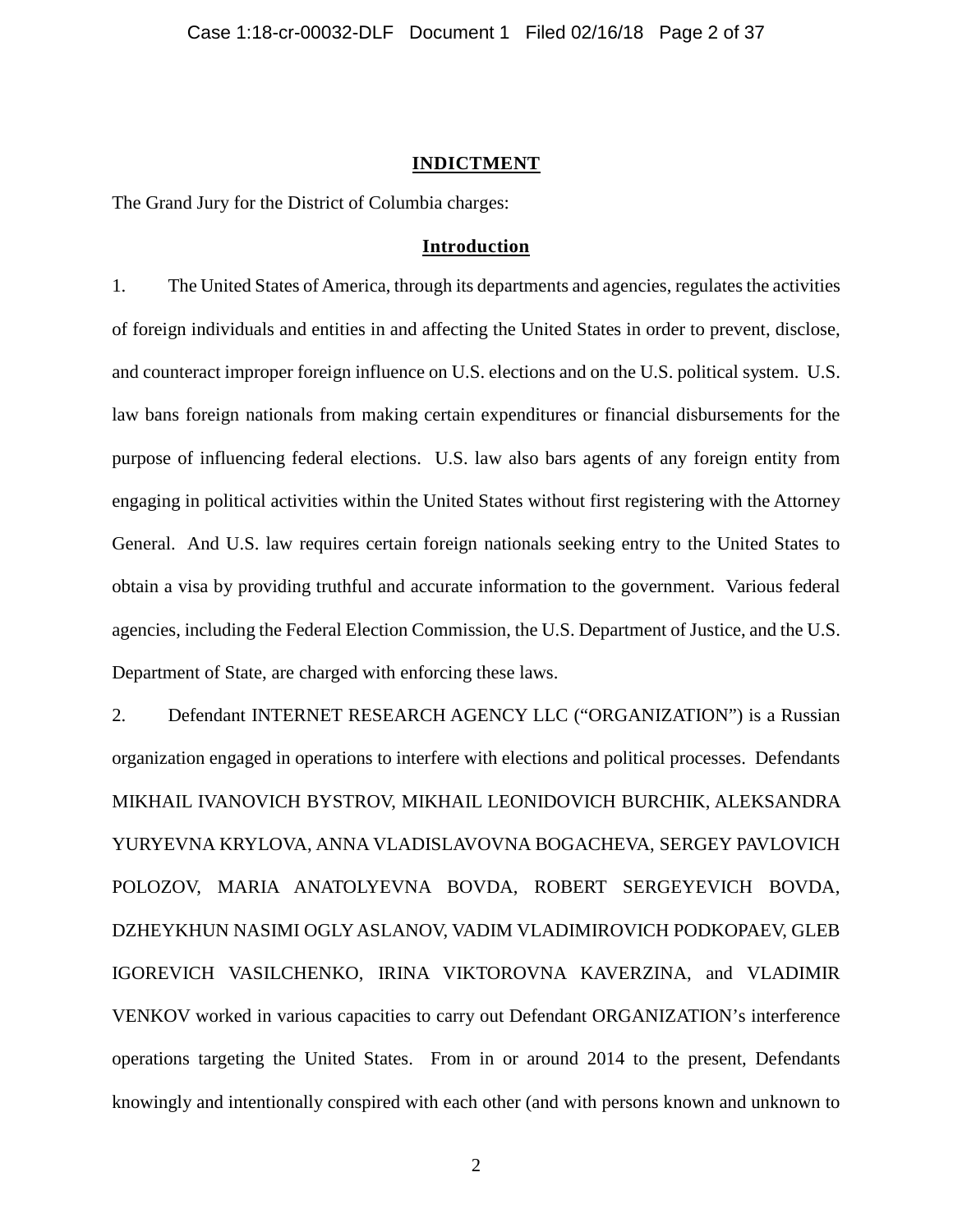## INDICTMENT

The Grand Jury for the District of Columbia charges:

### Introduction

1. The United States of America, through its departments and agencies, regulates the activities of foreign individuals and entities in and affecting the United States in order to prevent, disclose, and counteract improper foreign influence on U.S. elections and on the U.S. political system. U.S. law bans foreign nationals from making certain expenditures or financial disbursements for the purpose of influencing federal elections. U.S. law also bars agents of any foreign entity from engaging in political activities within the United States without first registering with the Attorney General. And U.S. law requires certain foreign nationals seeking entry to the United States to obtain a visa by providing truthful and accurate information to the government. Various federal agencies, including the Federal Election Commission, the U.S. Department of Justice, and the U.S. Department of State, are charged with enforcing these laws.

2. Defendant INTERNET RESEARCH AGENCY LLC ("ORGANIZATION") is a Russian organization engaged in operations to interfere with elections and political processes. Defendants MIKHAIL IVANOVICH BYSTROV, MIKHAIL LEONIDOVICH BURCHIK, ALEKSANDRA YURYEVNA KRYLOVA, ANNA VLADISLAVOVNA BOGACHEVA, SERGEY PAVLOVICH POLOZOV, MARIA ANATOLYEVNA BOVDA, ROBERT SERGEYEVICH BOVDA, DZHEYKHUN NASIMI OGLY ASLANOV, VADIM VLADIMIROVICH PODKOPAEV, GLEB IGOREVICH VASILCHENKO, IRINA VIKTOROVNA KAVERZINA, and VLADIMIR VENKOV worked in various capacities to carry out Defendant ORGANIZATION's interference operations targeting the United States. From in or around 2014 to the present, Defendants knowingly and intentionally conspired with each other (and with persons known and unknown to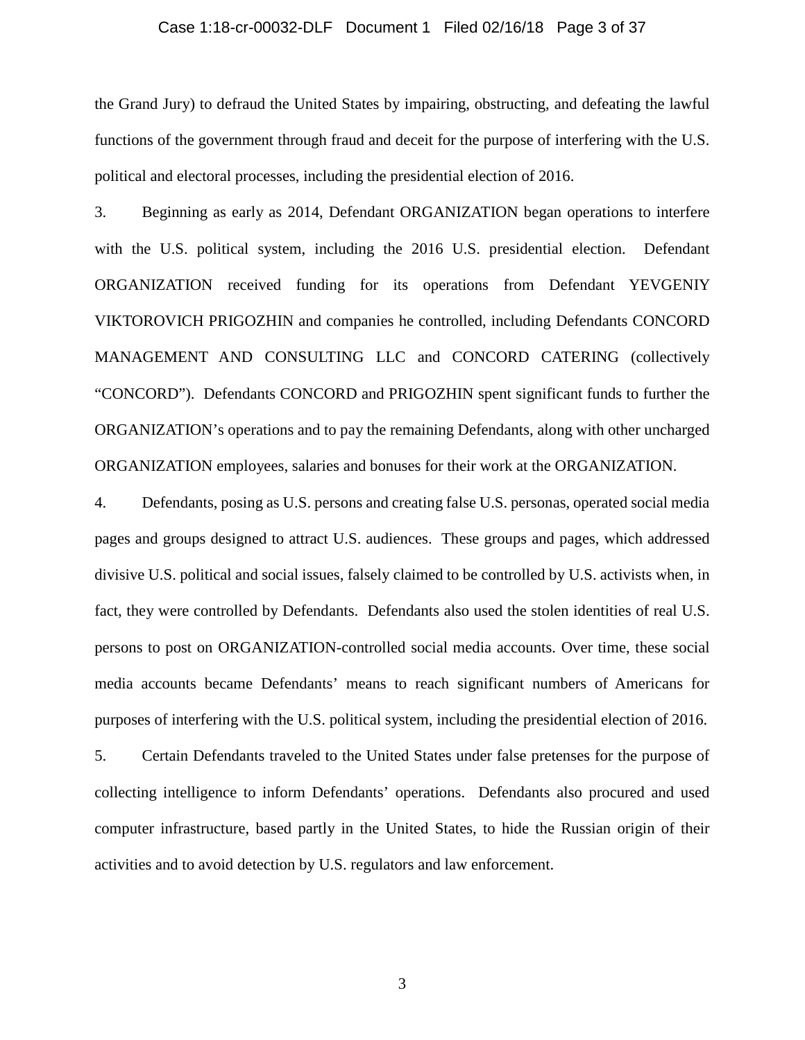the Grand Jury) to defraud the United States by impairing, obstructing, and defeating the lawful functions of the government through fraud and deceit for the purpose of interfering with the U.S. political and electoral processes, including the presidential election of 2016.

3. Beginning as early as 2014, Defendant ORGANIZATION began operations to interfere with the U.S. political system, including the 2016 U.S. presidential election. Defendant ORGANIZATION received funding for its operations from Defendant YEVGENIY VIKTOROVICH PRIGOZHIN and companies he controlled, including Defendants CONCORD MANAGEMENT AND CONSULTING LLC and CONCORD CATERING (collectively "CONCORD"). Defendants CONCORD and PRIGOZHIN spent significant funds to further the ORGANIZATION's operations and to pay the remaining Defendants, along with other uncharged ORGANIZATION employees, salaries and bonuses for their work at the ORGANIZATION.

4. Defendants, posing as U.S. persons and creating false U.S. personas, operated social media pages and groups designed to attract U.S. audiences. These groups and pages, which addressed divisive U.S. political and social issues, falsely claimed to be controlled by U.S. activists when, in fact, they were controlled by Defendants. Defendants also used the stolen identities of real U.S. persons to post on ORGANIZATION-controlled social media accounts. Over time, these social media accounts became Defendants' means to reach significant numbers of Americans for purposes of interfering with the U.S. political system, including the presidential election of 2016.

5. Certain Defendants traveled to the United States under false pretenses for the purpose of collecting intelligence to inform Defendants' operations. Defendants also procured and used computer infrastructure, based partly in the United States, to hide the Russian origin of their activities and to avoid detection by U.S. regulators and law enforcement.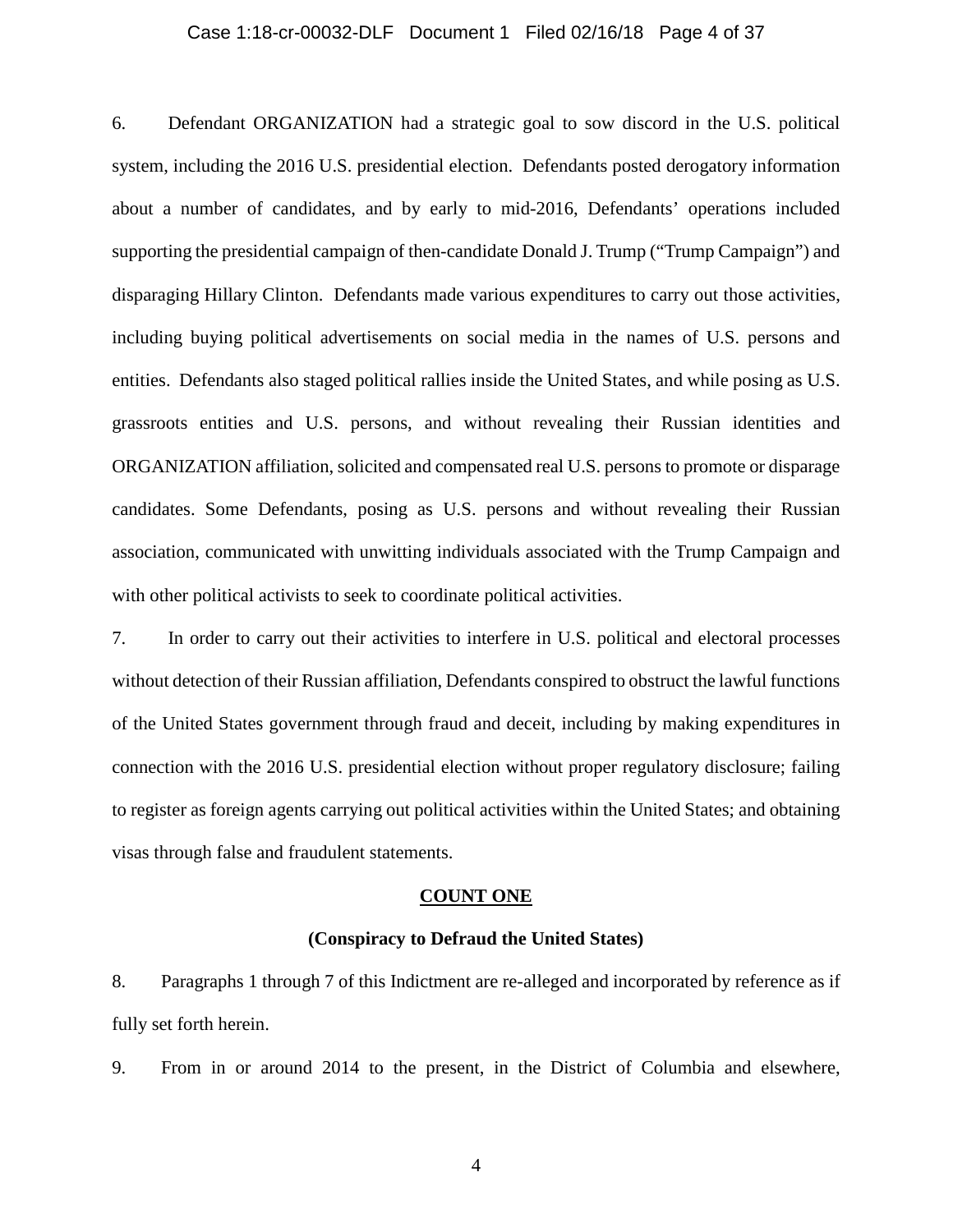6. Defendant ORGANIZATION had a strategic goal to sow discord in the U.S. political system, including the 2016 U.S. presidential election. Defendants posted derogatory information about a number of candidates, and by early to mid-2016, Defendants' operations included supporting the presidential campaign of then-candidate Donald J. Trump ("Trump Campaign") and disparaging Hillary Clinton. Defendants made various expenditures to carry out those activities, including buying political advertisements on social media in the names of U.S. persons and entities. Defendants also staged political rallies inside the United States, and while posing as U.S. grassroots entities and U.S. persons, and without revealing their Russian identities and ORGANIZATION affiliation, solicited and compensated real U.S. persons to promote or disparage candidates. Some Defendants, posing as U.S. persons and without revealing their Russian association, communicated with unwitting individuals associated with the Trump Campaign and with other political activists to seek to coordinate political activities.

7. In order to carry out their activities to interfere in U.S. political and electoral processes without detection of their Russian affiliation, Defendants conspired to obstruct the lawful functions of the United States government through fraud and deceit, including by making expenditures in connection with the 2016 U.S. presidential election without proper regulatory disclosure; failing to register as foreign agents carrying out political activities within the United States; and obtaining visas through false and fraudulent statements.

## COUNT ONE

### (Conspiracy to Defraud the United States)

8. Paragraphs 1 through 7 of this Indictment are re-alleged and incorporated by reference as if fully set forth herein.

9. From in or around 2014 to the present, in the District of Columbia and elsewhere,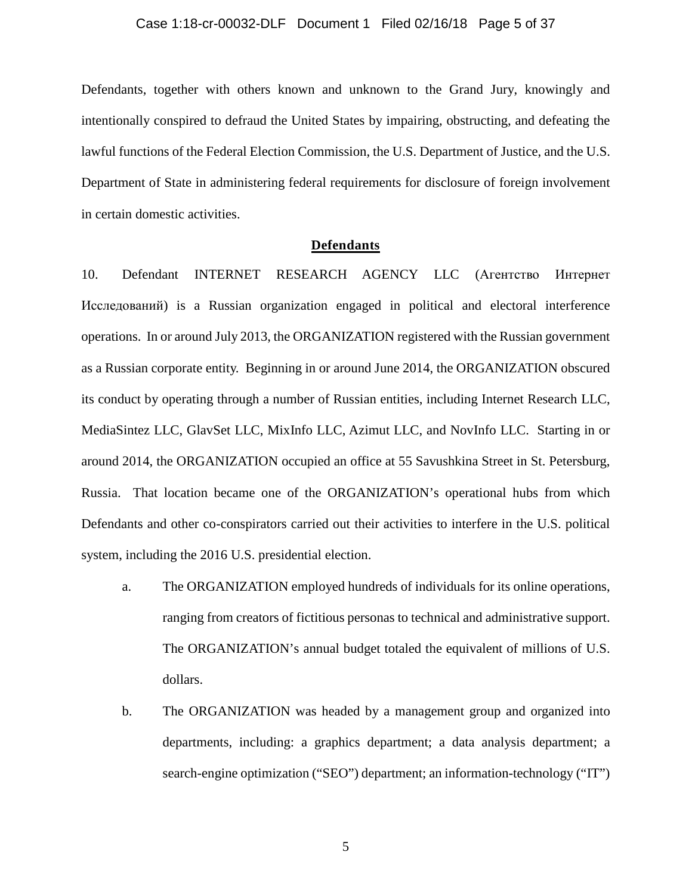Defendants, together with others known and unknown to the Grand Jury, knowingly and intentionally conspired to defraud the United States by impairing, obstructing, and defeating the lawful functions of the Federal Election Commission, the U.S. Department of Justice, and the U.S. Department of State in administering federal requirements for disclosure of foreign involvement in certain domestic activities.

**Defendants**

10. Defendant INTERNET RESEARCH AGENCY LLC (Агентство Интернет Исследований) is a Russian organization engaged in political and electoral interference operations. In or around July 2013, the ORGANIZATION registered with the Russian government as a Russian corporate entity. Beginning in or around June 2014, the ORGANIZATION obscured its conduct by operating through a number of Russian entities, including Internet Research LLC, MediaSintez LLC, GlavSet LLC, MixInfo LLC, Azimut LLC, and NovInfo LLC. Starting in or around 2014, the ORGANIZATION occupied an office at 55 Savushkina Street in St. Petersburg, Russia. That location became one of the ORGANIZATION's operational hubs from which Defendants and other co-conspirators carried out their activities to interfere in the U.S. political system, including the 2016 U.S. presidential election.

a. The ORGANIZATION employed hundreds of individuals for its online operations, ranging from creators of fictitious personas to technical and administrative support. The ORGANIZATION's annual budget totaled the equivalent of millions of U.S. dollars.

b. The ORGANIZATION was headed by a management group and organized into departments, including: a graphics department; a data analysis department; a search-engine optimization ("SEO") department; an information-technology ("IT")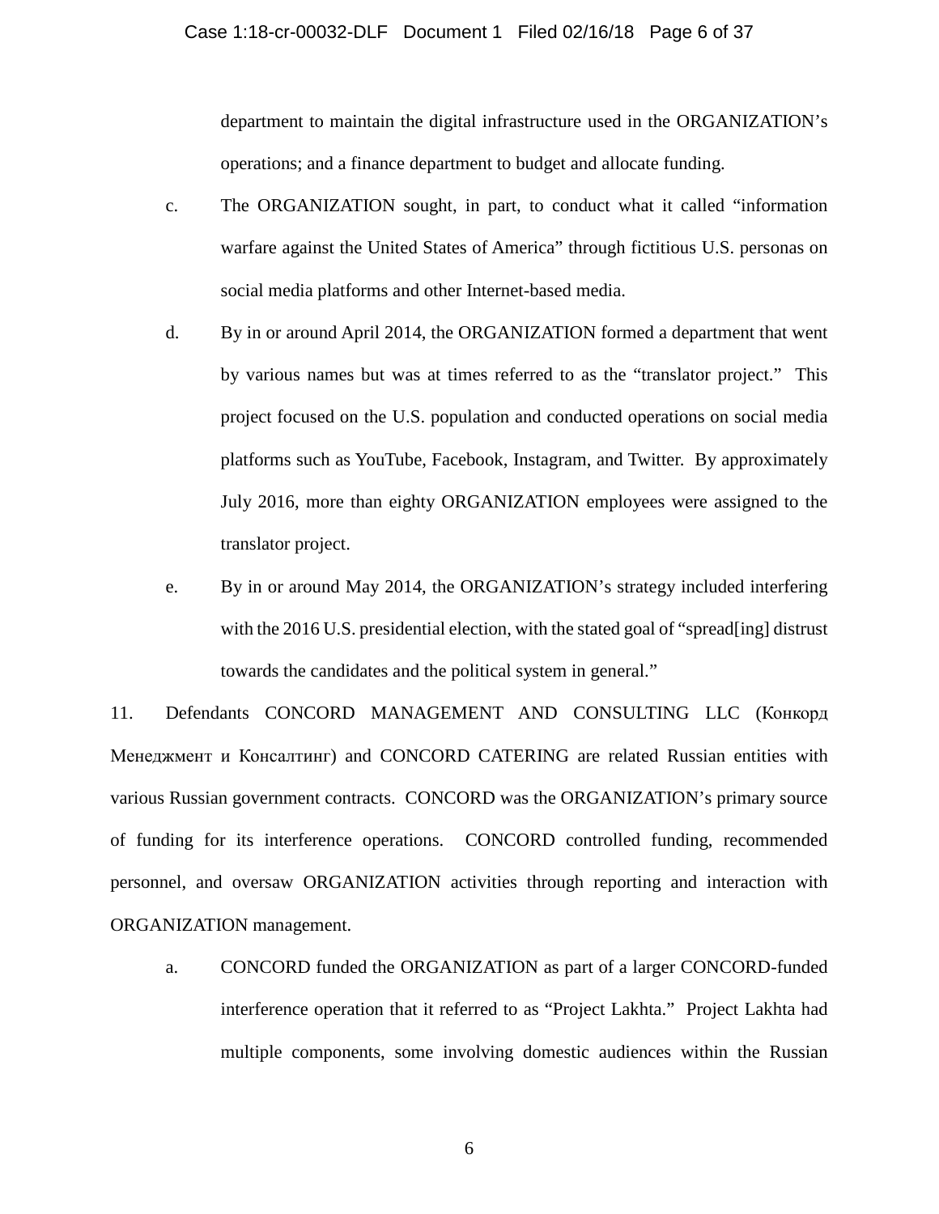department to maintain the digital infrastructure used in the ORGANIZATION's operations; and a finance department to budget and allocate funding.

c. The ORGANIZATION sought, in part, to conduct what it called "information warfare against the United States of America" through fictitious U.S. personas on social media platforms and other Internet-based media.

d. By in or around April 2014, the ORGANIZATION formed a department that went by various names but was at times referred to as the "translator project." This project focused on the U.S. population and conducted operations on social media platforms such as YouTube, Facebook, Instagram, and Twitter. By approximately July 2016, more than eighty ORGANIZATION employees were assigned to the translator project.

e. By in or around May 2014, the ORGANIZATION's strategy included interfering with the 2016 U.S. presidential election, with the stated goal of "spread[ing] distrust towards the candidates and the political system in general."

11. Defendants CONCORD MANAGEMENT AND CONSULTING LLC (Конкорд Менеджмент и Консалтинг) and CONCORD CATERING are related Russian entities with various Russian government contracts. CONCORD was the ORGANIZATION's primary source of funding for its interference operations. CONCORD controlled funding, recommended personnel, and oversaw ORGANIZATION activities through reporting and interaction with ORGANIZATION management.

a. CONCORD funded the ORGANIZATION as part of a larger CONCORD-funded interference operation that it referred to as "Project Lakhta." Project Lakhta had multiple components, some involving domestic audiences within the Russian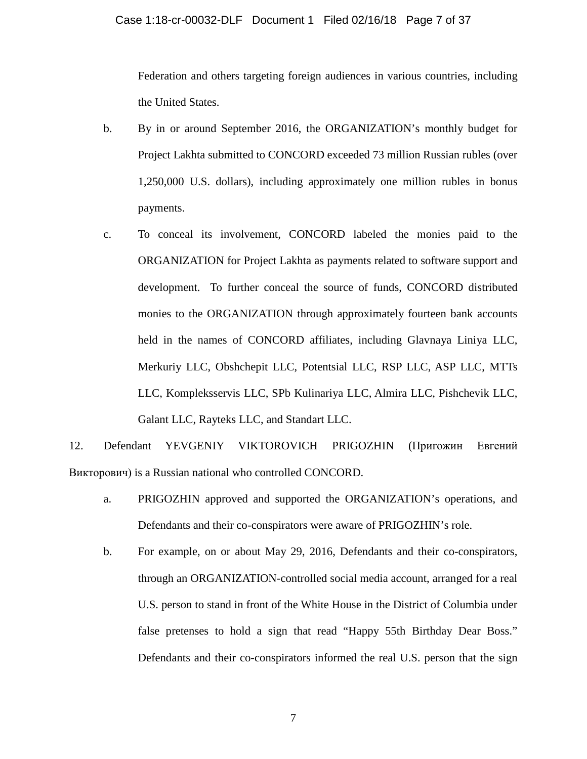Federation and others targeting foreign audiences in various countries, including the United States.

b. By in or around September 2016, the ORGANIZATION's monthly budget for Project Lakhta submitted to CONCORD exceeded 73 million Russian rubles (over 1,250,000 U.S. dollars), including approximately one million rubles in bonus payments.

c. To conceal its involvement, CONCORD labeled the monies paid to the ORGANIZATION for Project Lakhta as payments related to software support and development. To further conceal the source of funds, CONCORD distributed monies to the ORGANIZATION through approximately fourteen bank accounts held in the names of CONCORD affiliates, including Glavnaya Liniya LLC, Merkuriy LLC, Obshchepit LLC, Potentsial LLC, RSP LLC, ASP LLC, MTTs LLC, Kompleksservis LLC, SPb Kulinariya LLC, Almira LLC, Pishchevik LLC, Galant LLC, Rayteks LLC, and Standart LLC.

12. Defendant YEVGENIY VIKTOROVICH PRIGOZHIN (Пригожин Евгений Викторович) is a Russian national who controlled CONCORD.

a. PRIGOZHIN approved and supported the ORGANIZATION's operations, and Defendants and their co-conspirators were aware of PRIGOZHIN's role.

b. For example, on or about May 29, 2016, Defendants and their co-conspirators, through an ORGANIZATION-controlled social media account, arranged for a real U.S. person to stand in front of the White House in the District of Columbia under false pretenses to hold a sign that read "Happy 55th Birthday Dear Boss." Defendants and their co-conspirators informed the real U.S. person that the sign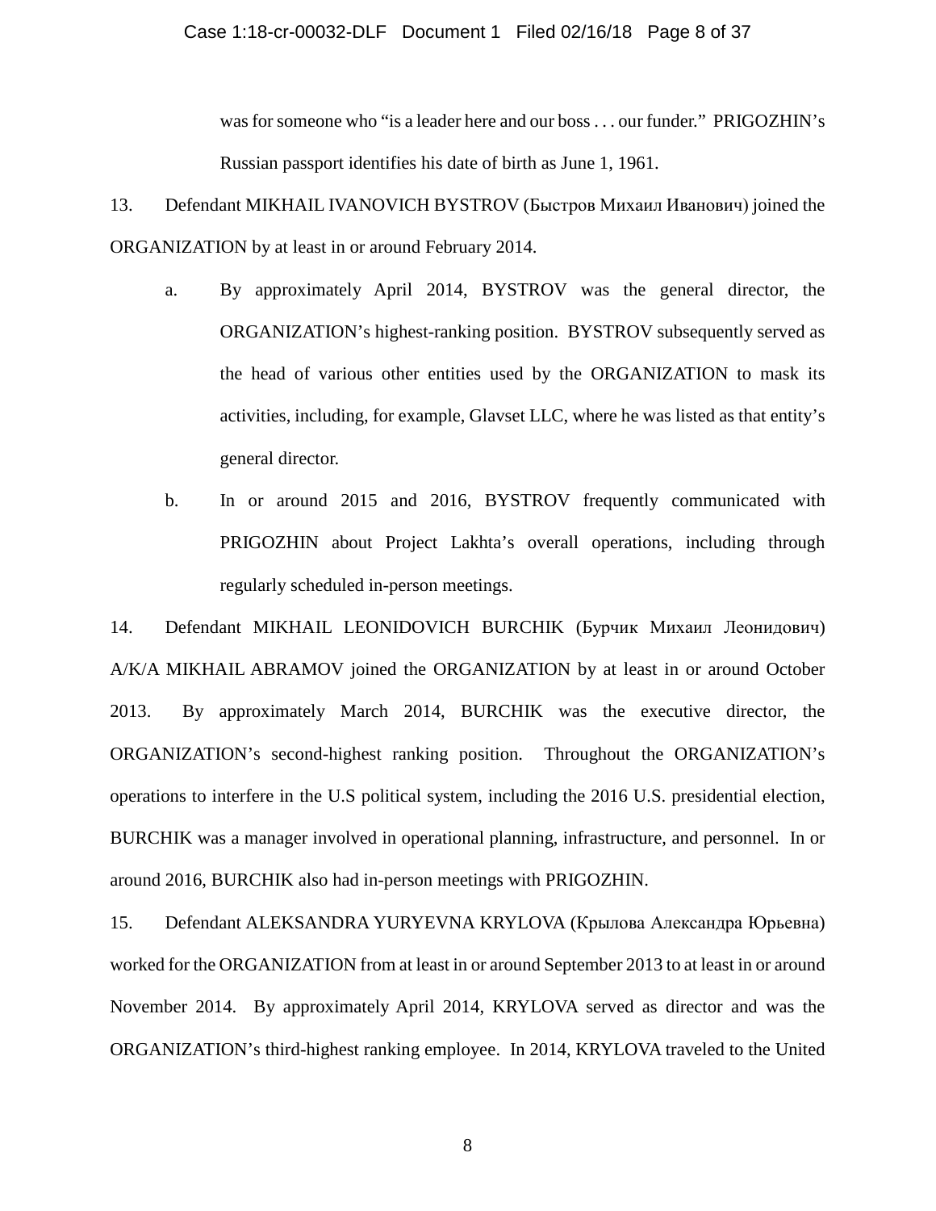was for someone who "is a leader here and our boss . . . our funder." PRIGOZHIN's Russian passport identifies his date of birth as June 1, 1961.

13. Defendant MIKHAIL IVANOVICH BYSTROV (Быстров Михаил Иванович) joined the ORGANIZATION by at least in or around February 2014.

a. By approximately April 2014, BYSTROV was the general director, the ORGANIZATION's highest-ranking position. BYSTROV subsequently served as the head of various other entities used by the ORGANIZATION to mask its activities, including, for example, Glavset LLC, where he was listed as that entity's general director.

b. In or around 2015 and 2016, BYSTROV frequently communicated with PRIGOZHIN about Project Lakhta's overall operations, including through regularly scheduled in-person meetings.

14. Defendant MIKHAIL LEONIDOVICH BURCHIK (Бурчик Михаил Леонидович) A/K/A MIKHAIL ABRAMOV joined the ORGANIZATION by at least in or around October 2013. By approximately March 2014, BURCHIK was the executive director, the ORGANIZATION's second-highest ranking position. Throughout the ORGANIZATION's operations to interfere in the U.S political system, including the 2016 U.S. presidential election, BURCHIK was a manager involved in operational planning, infrastructure, and personnel. In or around 2016, BURCHIK also had in-person meetings with PRIGOZHIN.

15. Defendant ALEKSANDRA YURYEVNA KRYLOVA (Крылова Александра Юрьевна) worked for the ORGANIZATION from at least in or around September 2013 to at least in or around November 2014. By approximately April 2014, KRYLOVA served as director and was the ORGANIZATION's third-highest ranking employee. In 2014, KRYLOVA traveled to the United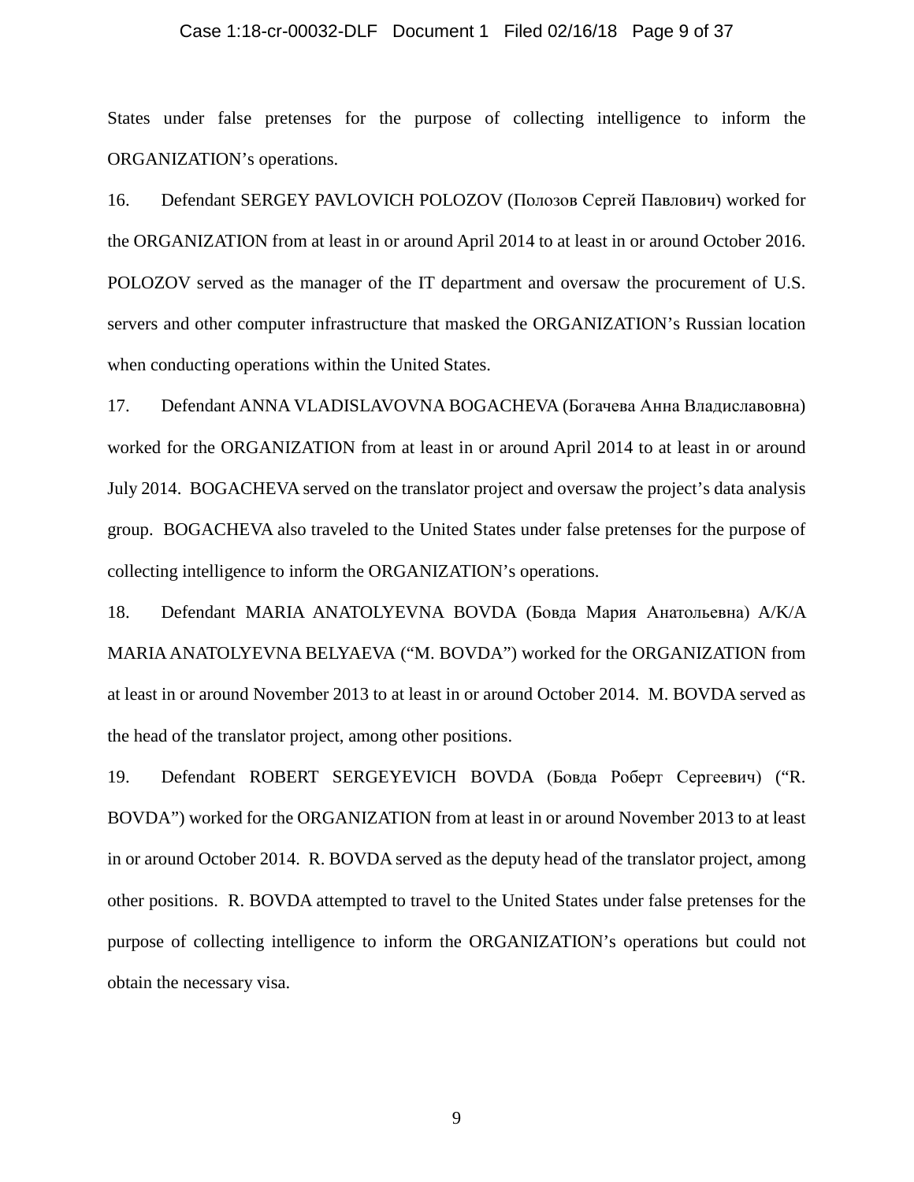States under false pretenses for the purpose of collecting intelligence to inform the ORGANIZATION's operations.

16. Defendant SERGEY PAVLOVICH POLOZOV (Полозов Сергей Павлович) worked for the ORGANIZATION from at least in or around April 2014 to at least in or around October 2016. POLOZOV served as the manager of the IT department and oversaw the procurement of U.S. servers and other computer infrastructure that masked the ORGANIZATION's Russian location when conducting operations within the United States.

17. Defendant ANNA VLADISLAVOVNA BOGACHEVA (Богачева Анна Владиславовна) worked for the ORGANIZATION from at least in or around April 2014 to at least in or around July 2014. BOGACHEVA served on the translator project and oversaw the project's data analysis group. BOGACHEVA also traveled to the United States under false pretenses for the purpose of collecting intelligence to inform the ORGANIZATION's operations.

18. Defendant MARIA ANATOLYEVNA BOVDA (Бовда Мария Анатольевна) A/K/A MARIA ANATOLYEVNA BELYAEVA ("M. BOVDA") worked for the ORGANIZATION from at least in or around November 2013 to at least in or around October 2014. M. BOVDA served as the head of the translator project, among other positions.

19. Defendant ROBERT SERGEYEVICH BOVDA (Бовда Роберт Сергеевич) ("R. BOVDA") worked for the ORGANIZATION from at least in or around November 2013 to at least in or around October 2014. R. BOVDA served as the deputy head of the translator project, among other positions. R. BOVDA attempted to travel to the United States under false pretenses for the purpose of collecting intelligence to inform the ORGANIZATION's operations but could not obtain the necessary visa.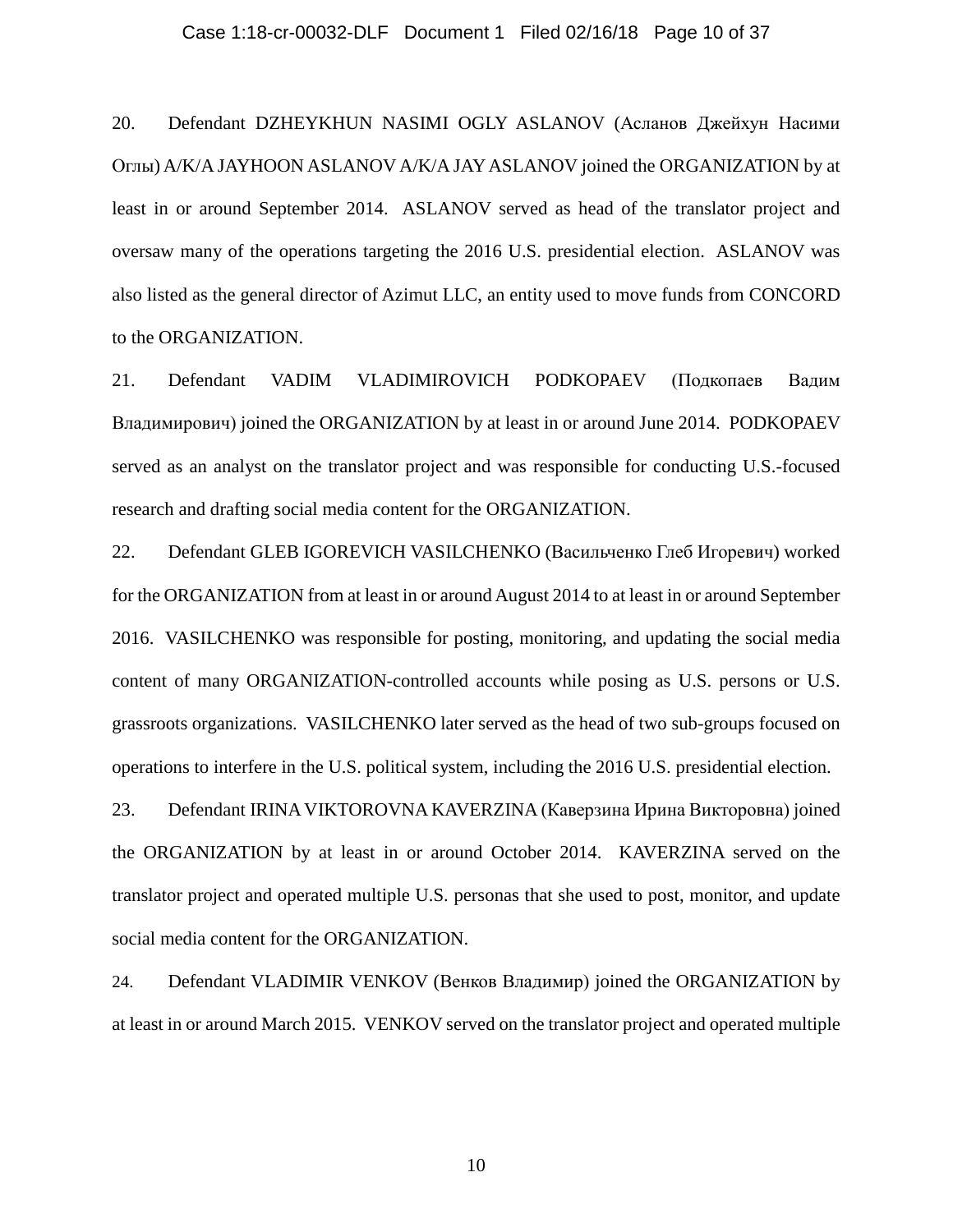20. Defendant DZHEYKHUN NASIMI OGLY ASLANOV (Асланов Джейхун Насими Оглы) A/K/A JAYHOON ASLANOV A/K/A JAY ASLANOV joined the ORGANIZATION by at least in or around September 2014. ASLANOV served as head of the translator project and oversaw many of the operations targeting the 2016 U.S. presidential election. ASLANOV was also listed as the general director of Azimut LLC, an entity used to move funds from CONCORD to the ORGANIZATION.

21. Defendant VADIM VLADIMIROVICH PODKOPAEV (Подкопаев Вадим Владимирович) joined the ORGANIZATION by at least in or around June 2014. PODKOPAEV served as an analyst on the translator project and was responsible for conducting U.S.-focused research and drafting social media content for the ORGANIZATION.

22. Defendant GLEB IGOREVICH VASILCHENKO (Васильченко Глеб Игоревич) worked for the ORGANIZATION from at least in or around August 2014 to at least in or around September 2016. VASILCHENKO was responsible for posting, monitoring, and updating the social media content of many ORGANIZATION-controlled accounts while posing as U.S. persons or U.S. grassroots organizations. VASILCHENKO later served as the head of two sub-groups focused on operations to interfere in the U.S. political system, including the 2016 U.S. presidential election.

23. Defendant IRINA VIKTOROVNA KAVERZINA (Каверзина Ирина Викторовна) joined the ORGANIZATION by at least in or around October 2014. KAVERZINA served on the translator project and operated multiple U.S. personas that she used to post, monitor, and update social media content for the ORGANIZATION.

24. Defendant VLADIMIR VENKOV (Венков Владимир) joined the ORGANIZATION by at least in or around March 2015. VENKOV served on the translator project and operated multiple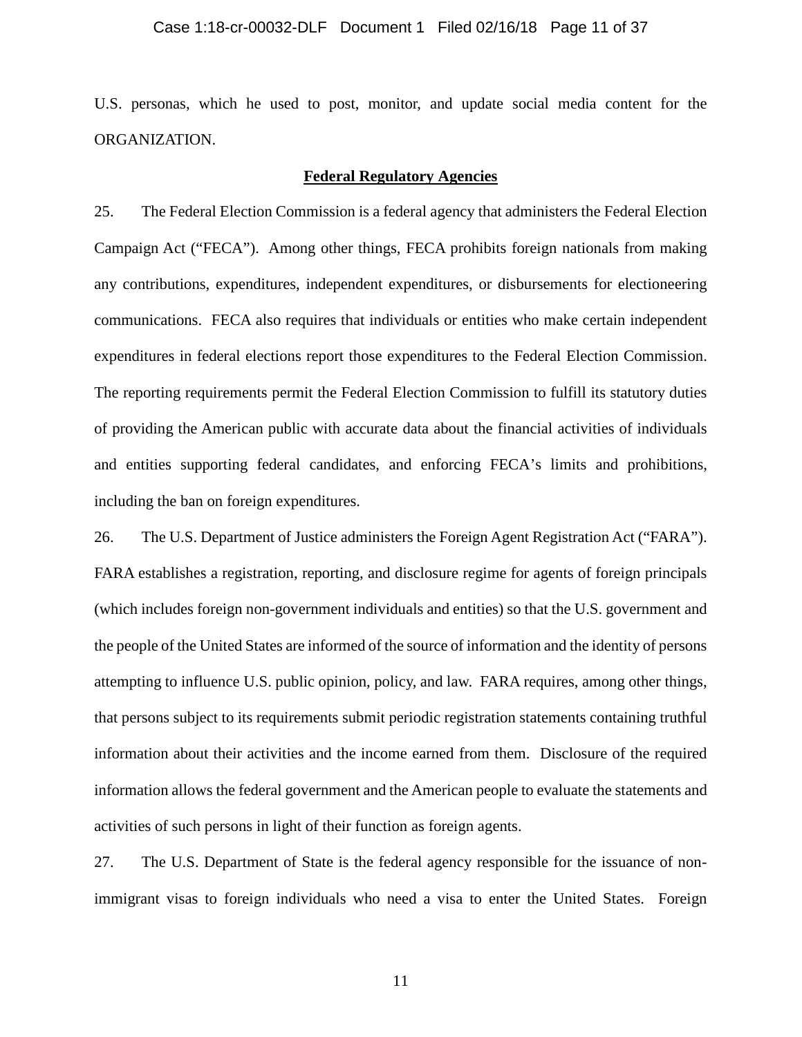U.S. personas, which he used to post, monitor, and update social media content for the ORGANIZATION.

## **Federal Regulatory Agencies**

25. The Federal Election Commission is a federal agency that administers the Federal Election Campaign Act ("FECA"). Among other things, FECA prohibits foreign nationals from making any contributions, expenditures, independent expenditures, or disbursements for electioneering communications. FECA also requires that individuals or entities who make certain independent expenditures in federal elections report those expenditures to the Federal Election Commission. The reporting requirements permit the Federal Election Commission to fulfill its statutory duties of providing the American public with accurate data about the financial activities of individuals and entities supporting federal candidates, and enforcing FECA's limits and prohibitions, including the ban on foreign expenditures.

26. The U.S. Department of Justice administers the Foreign Agent Registration Act ("FARA"). FARA establishes a registration, reporting, and disclosure regime for agents of foreign principals (which includes foreign non-government individuals and entities) so that the U.S. government and the people of the United States are informed of the source of information and the identity of persons attempting to influence U.S. public opinion, policy, and law. FARA requires, among other things, that persons subject to its requirements submit periodic registration statements containing truthful information about their activities and the income earned from them. Disclosure of the required information allows the federal government and the American people to evaluate the statements and activities of such persons in light of their function as foreign agents.

27. The U.S. Department of State is the federal agency responsible for the issuance of non-immigrant visas to foreign individuals who need a visa to enter the United States. Foreign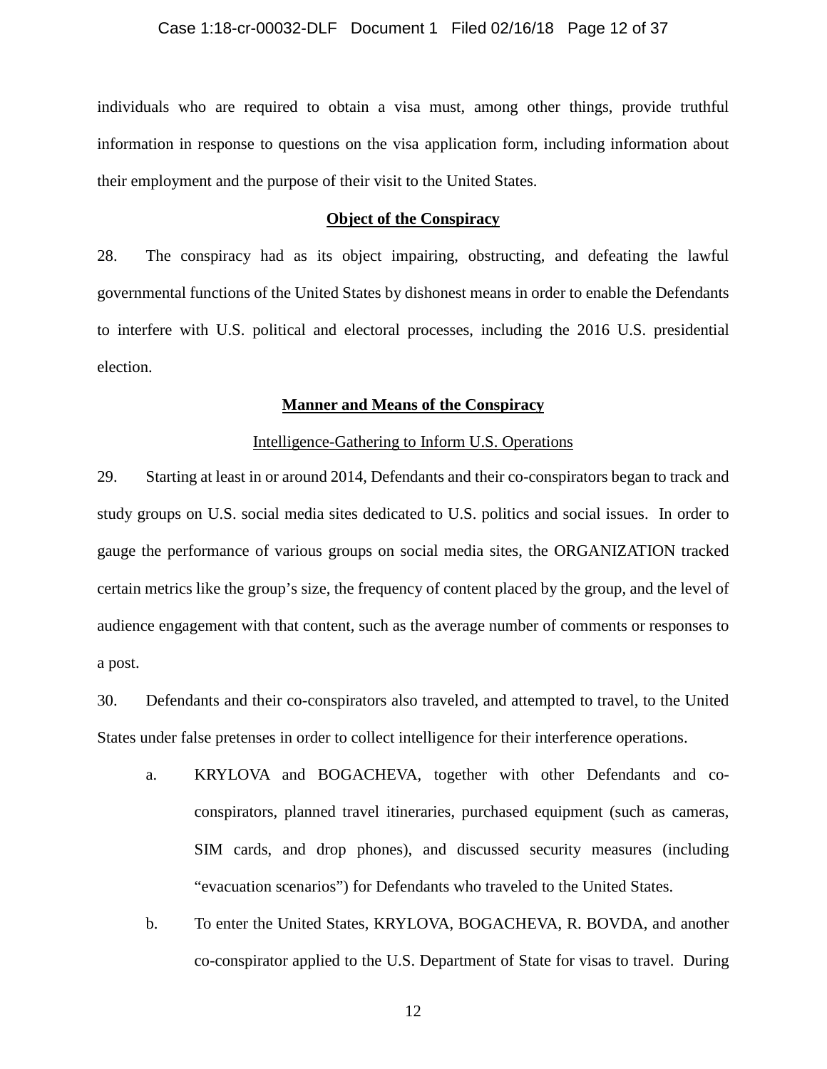individuals who are required to obtain a visa must, among other things, provide truthful information in response to questions on the visa application form, including information about their employment and the purpose of their visit to the United States.

## **Object of the Conspiracy**

28. The conspiracy had as its object impairing, obstructing, and defeating the lawful governmental functions of the United States by dishonest means in order to enable the Defendants to interfere with U.S. political and electoral processes, including the 2016 U.S. presidential election.

## **Manner and Means of the Conspiracy**

### Intelligence-Gathering to Inform U.S. Operations

29. Starting at least in or around 2014, Defendants and their co-conspirators began to track and study groups on U.S. social media sites dedicated to U.S. politics and social issues. In order to gauge the performance of various groups on social media sites, the ORGANIZATION tracked certain metrics like the group's size, the frequency of content placed by the group, and the level of audience engagement with that content, such as the average number of comments or responses to a post.

30. Defendants and their co-conspirators also traveled, and attempted to travel, to the United States under false pretenses in order to collect intelligence for their interference operations.

a. KRYLOVA and BOGACHEVA, together with other Defendants and co-conspirators, planned travel itineraries, purchased equipment (such as cameras, SIM cards, and drop phones), and discussed security measures (including "evacuation scenarios") for Defendants who traveled to the United States.

b. To enter the United States, KRYLOVA, BOGACHEVA, R. BOVDA, and another co-conspirator applied to the U.S. Department of State for visas to travel. During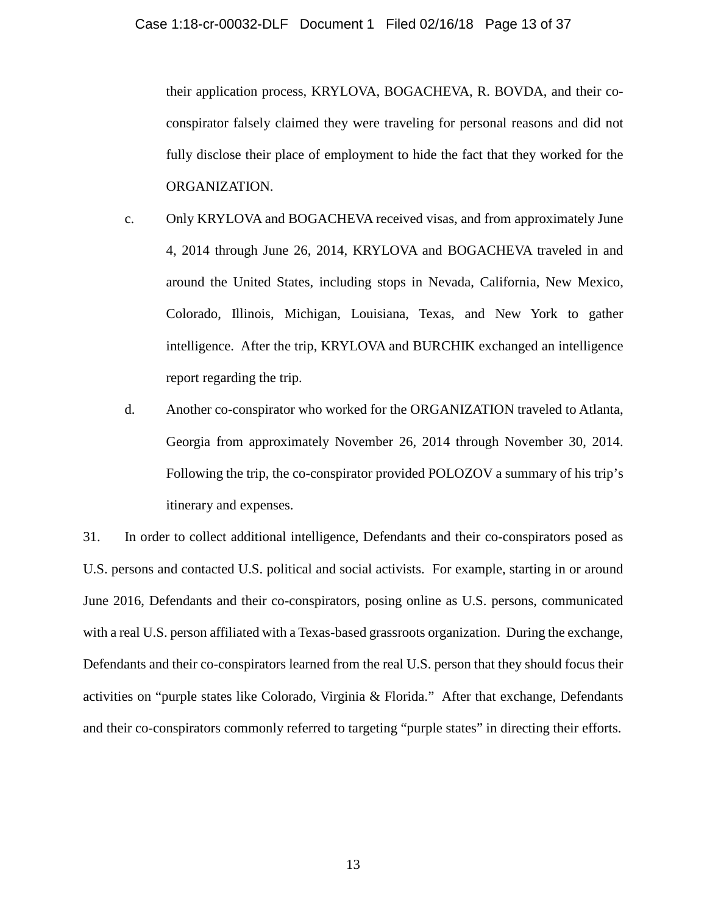their application process, KRYLOVA, BOGACHEVA, R. BOVDA, and their co-conspirator falsely claimed they were traveling for personal reasons and did not fully disclose their place of employment to hide the fact that they worked for the ORGANIZATION.

c. Only KRYLOVA and BOGACHEVA received visas, and from approximately June 4, 2014 through June 26, 2014, KRYLOVA and BOGACHEVA traveled in and around the United States, including stops in Nevada, California, New Mexico, Colorado, Illinois, Michigan, Louisiana, Texas, and New York to gather intelligence. After the trip, KRYLOVA and BURCHIK exchanged an intelligence report regarding the trip.

d. Another co-conspirator who worked for the ORGANIZATION traveled to Atlanta, Georgia from approximately November 26, 2014 through November 30, 2014. Following the trip, the co-conspirator provided POLOZOV a summary of his trip's itinerary and expenses.

31. In order to collect additional intelligence, Defendants and their co-conspirators posed as U.S. persons and contacted U.S. political and social activists. For example, starting in or around June 2016, Defendants and their co-conspirators, posing online as U.S. persons, communicated with a real U.S. person affiliated with a Texas-based grassroots organization. During the exchange, Defendants and their co-conspirators learned from the real U.S. person that they should focus their activities on "purple states like Colorado, Virginia & Florida." After that exchange, Defendants and their co-conspirators commonly referred to targeting "purple states" in directing their efforts.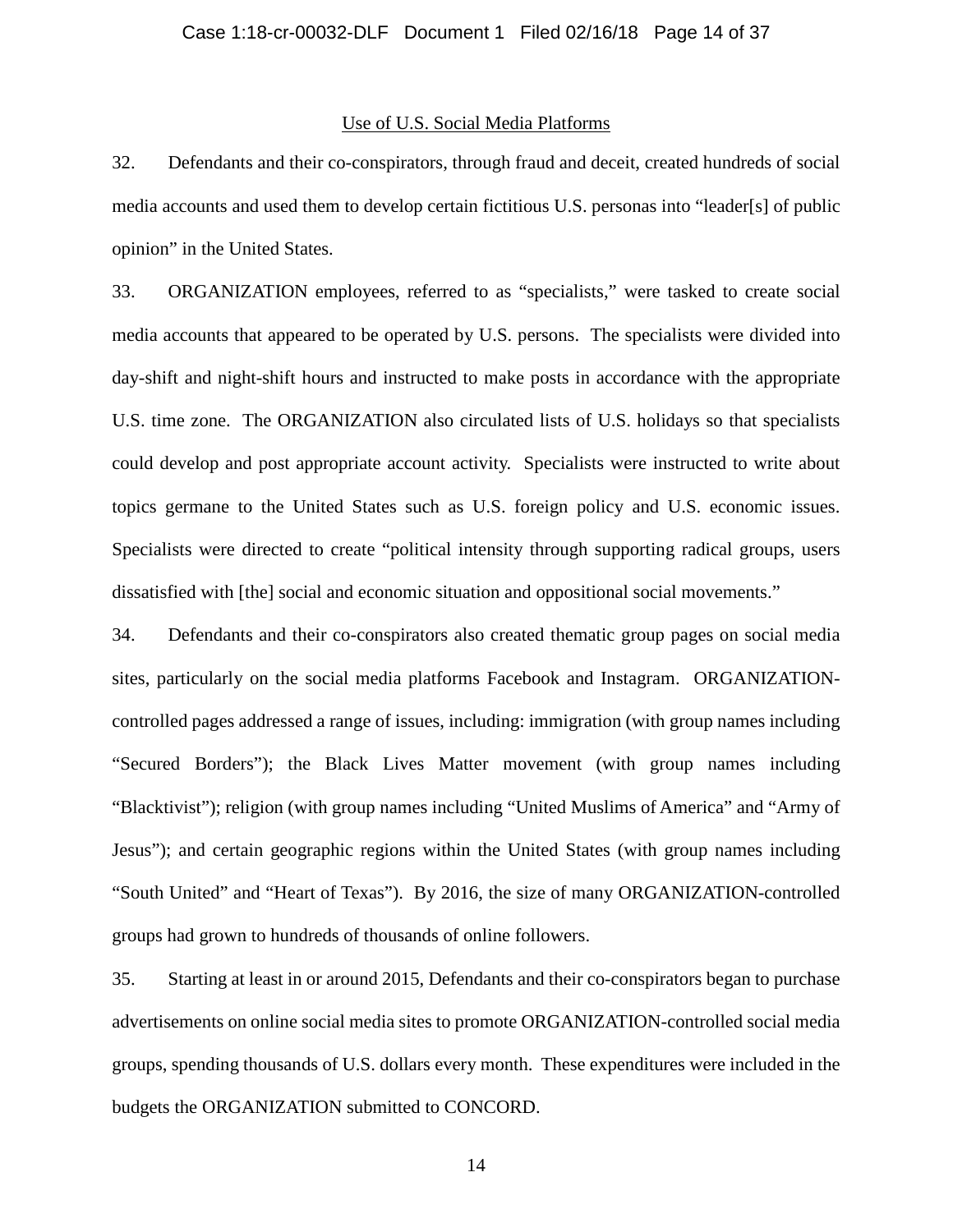## Use of U.S. Social Media Platforms

32. Defendants and their co-conspirators, through fraud and deceit, created hundreds of social media accounts and used them to develop certain fictitious U.S. personas into "leader[s] of public opinion" in the United States.

33. ORGANIZATION employees, referred to as "specialists," were tasked to create social media accounts that appeared to be operated by U.S. persons. The specialists were divided into day-shift and night-shift hours and instructed to make posts in accordance with the appropriate U.S. time zone. The ORGANIZATION also circulated lists of U.S. holidays so that specialists could develop and post appropriate account activity. Specialists were instructed to write about topics germane to the United States such as U.S. foreign policy and U.S. economic issues. Specialists were directed to create "political intensity through supporting radical groups, users dissatisfied with [the] social and economic situation and oppositional social movements."

34. Defendants and their co-conspirators also created thematic group pages on social media sites, particularly on the social media platforms Facebook and Instagram. ORGANIZATION-controlled pages addressed a range of issues, including: immigration (with group names including "Secured Borders"); the Black Lives Matter movement (with group names including "Blacktivist"); religion (with group names including "United Muslims of America" and "Army of Jesus"); and certain geographic regions within the United States (with group names including "South United" and "Heart of Texas"). By 2016, the size of many ORGANIZATION-controlled groups had grown to hundreds of thousands of online followers.

35. Starting at least in or around 2015, Defendants and their co-conspirators began to purchase advertisements on online social media sites to promote ORGANIZATION-controlled social media groups, spending thousands of U.S. dollars every month. These expenditures were included in the budgets the ORGANIZATION submitted to CONCORD.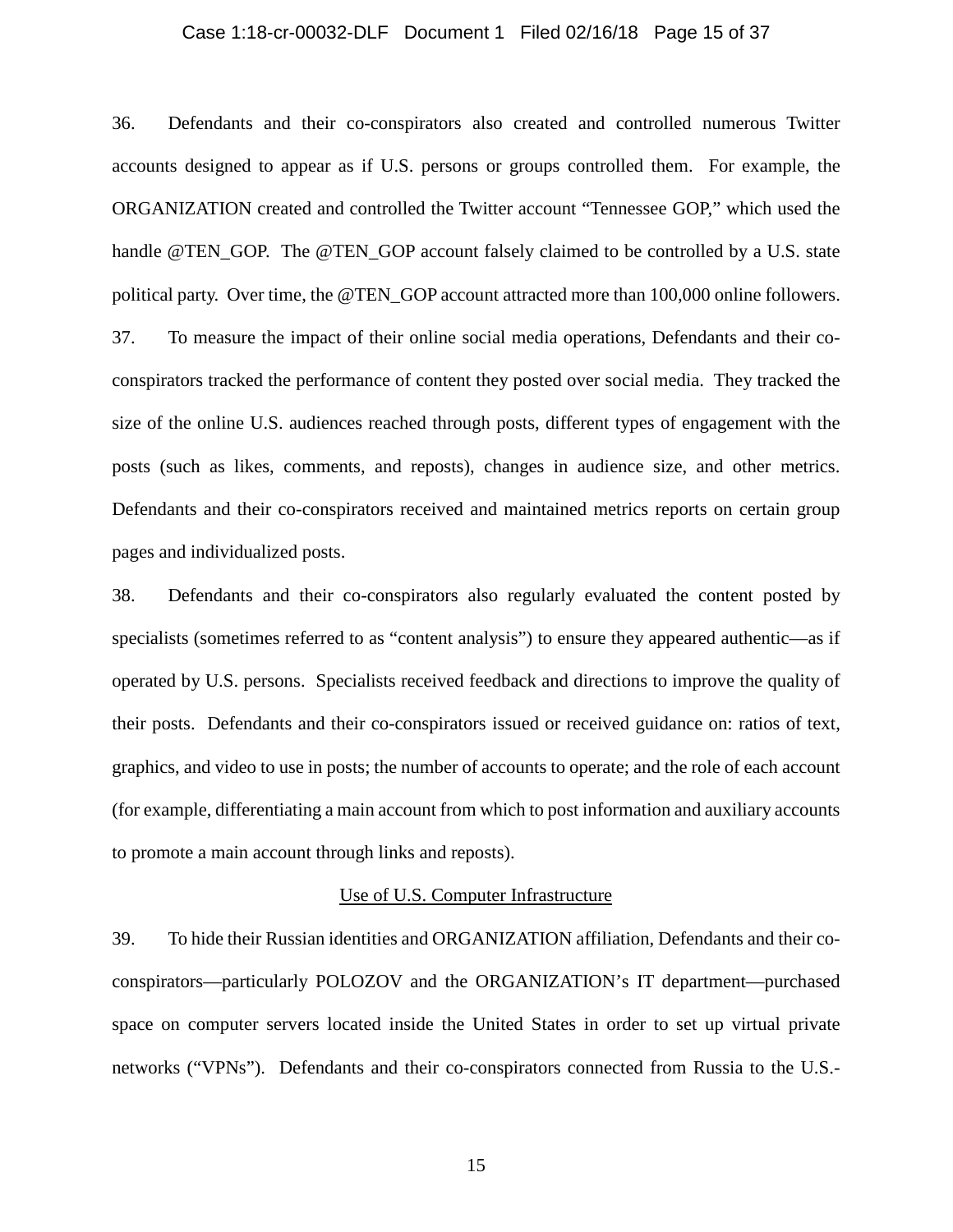36. Defendants and their co-conspirators also created and controlled numerous Twitter accounts designed to appear as if U.S. persons or groups controlled them. For example, the ORGANIZATION created and controlled the Twitter account "Tennessee GOP," which used the handle @TEN_GOP. The @TEN_GOP account falsely claimed to be controlled by a U.S. state political party. Over time, the @TEN_GOP account attracted more than 100,000 online followers.

37. To measure the impact of their online social media operations, Defendants and their co-conspirators tracked the performance of content they posted over social media. They tracked the size of the online U.S. audiences reached through posts, different types of engagement with the posts (such as likes, comments, and reposts), changes in audience size, and other metrics. Defendants and their co-conspirators received and maintained metrics reports on certain group pages and individualized posts.

38. Defendants and their co-conspirators also regularly evaluated the content posted by specialists (sometimes referred to as "content analysis") to ensure they appeared authentic—as if operated by U.S. persons. Specialists received feedback and directions to improve the quality of their posts. Defendants and their co-conspirators issued or received guidance on: ratios of text, graphics, and video to use in posts; the number of accounts to operate; and the role of each account (for example, differentiating a main account from which to post information and auxiliary accounts to promote a main account through links and reposts).

<u>Use of U.S. Computer Infrastructure</u>

39. To hide their Russian identities and ORGANIZATION affiliation, Defendants and their co-conspirators—particularly POLOZOV and the ORGANIZATION's IT department—purchased space on computer servers located inside the United States in order to set up virtual private networks ("VPNs"). Defendants and their co-conspirators connected from Russia to the U.S.-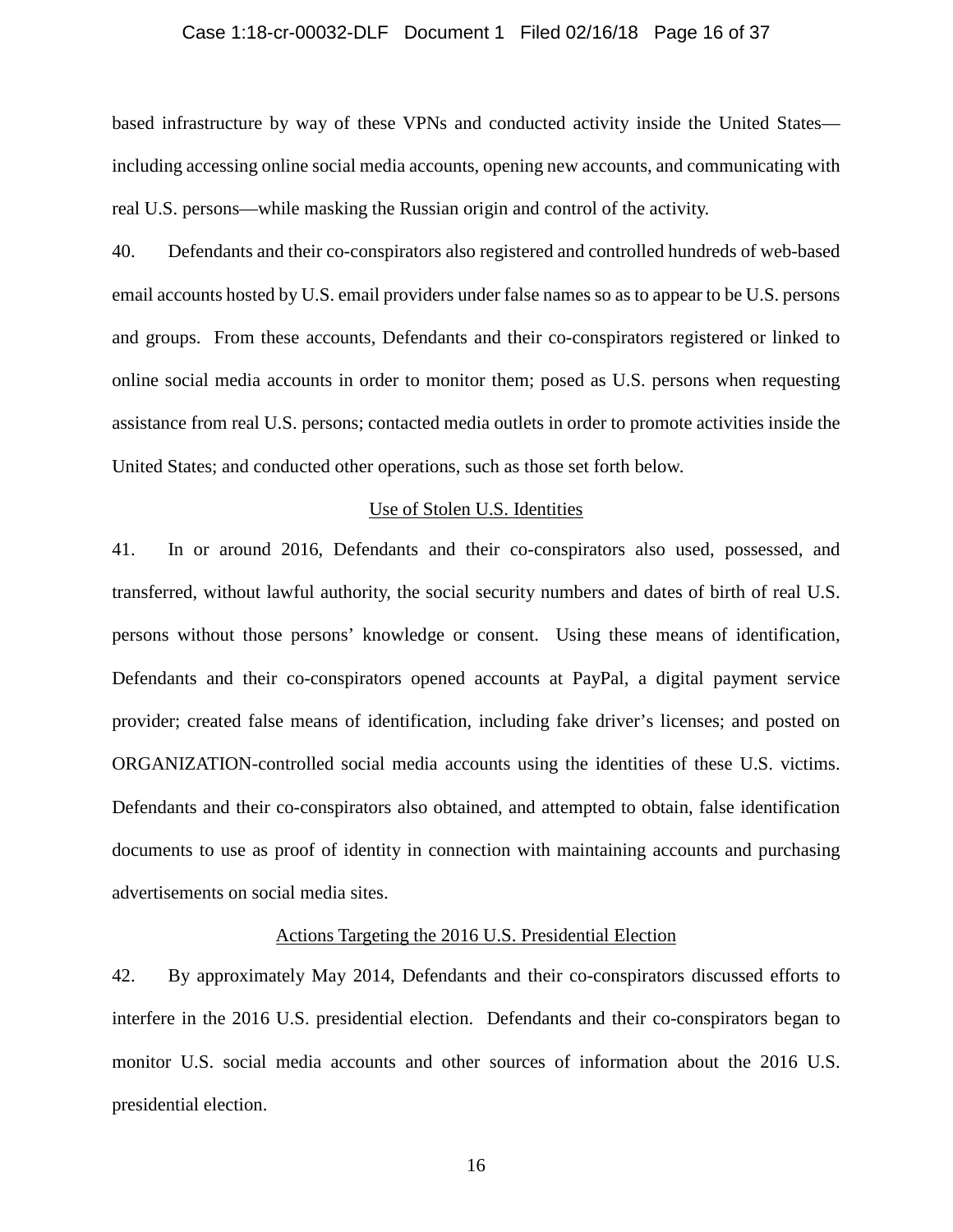based infrastructure by way of these VPNs and conducted activity inside the United States—including accessing online social media accounts, opening new accounts, and communicating with real U.S. persons—while masking the Russian origin and control of the activity.

40. Defendants and their co-conspirators also registered and controlled hundreds of web-based email accounts hosted by U.S. email providers under false names so as to appear to be U.S. persons and groups. From these accounts, Defendants and their co-conspirators registered or linked to online social media accounts in order to monitor them; posed as U.S. persons when requesting assistance from real U.S. persons; contacted media outlets in order to promote activities inside the United States; and conducted other operations, such as those set forth below.

## Use of Stolen U.S. Identities

41. In or around 2016, Defendants and their co-conspirators also used, possessed, and transferred, without lawful authority, the social security numbers and dates of birth of real U.S. persons without those persons' knowledge or consent. Using these means of identification, Defendants and their co-conspirators opened accounts at PayPal, a digital payment service provider; created false means of identification, including fake driver's licenses; and posted on ORGANIZATION-controlled social media accounts using the identities of these U.S. victims. Defendants and their co-conspirators also obtained, and attempted to obtain, false identification documents to use as proof of identity in connection with maintaining accounts and purchasing advertisements on social media sites.

## Actions Targeting the 2016 U.S. Presidential Election

42. By approximately May 2014, Defendants and their co-conspirators discussed efforts to interfere in the 2016 U.S. presidential election. Defendants and their co-conspirators began to monitor U.S. social media accounts and other sources of information about the 2016 U.S. presidential election.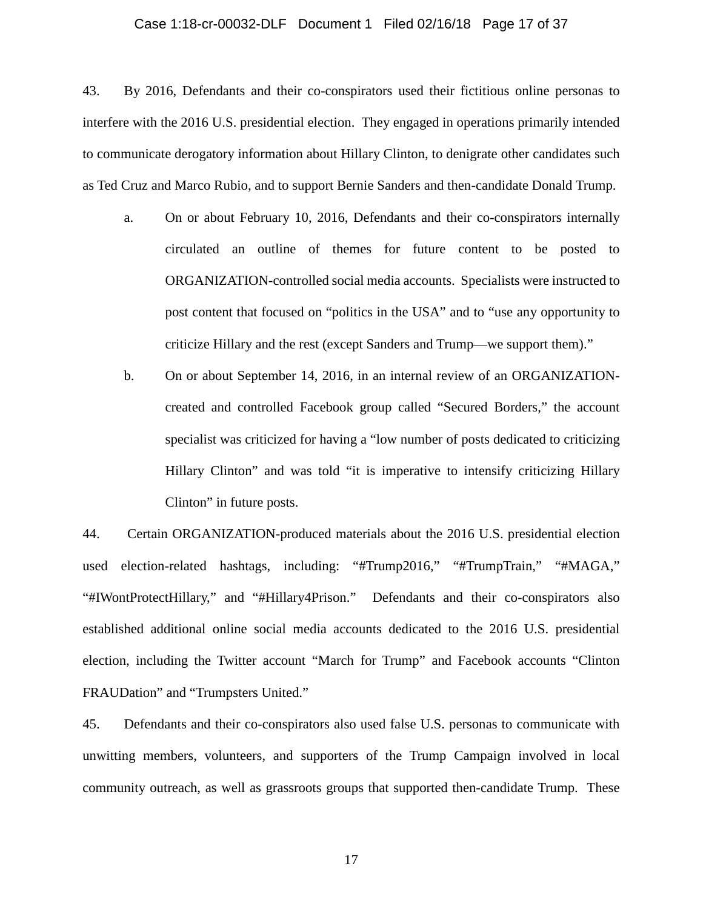43. By 2016, Defendants and their co-conspirators used their fictitious online personas to interfere with the 2016 U.S. presidential election. They engaged in operations primarily intended to communicate derogatory information about Hillary Clinton, to denigrate other candidates such as Ted Cruz and Marco Rubio, and to support Bernie Sanders and then-candidate Donald Trump.

   a. On or about February 10, 2016, Defendants and their co-conspirators internally circulated an outline of themes for future content to be posted to ORGANIZATION-controlled social media accounts. Specialists were instructed to post content that focused on "politics in the USA" and to "use any opportunity to criticize Hillary and the rest (except Sanders and Trump—we support them)."

   b. On or about September 14, 2016, in an internal review of an ORGANIZATION-created and controlled Facebook group called "Secured Borders," the account specialist was criticized for having a "low number of posts dedicated to criticizing Hillary Clinton" and was told "it is imperative to intensify criticizing Hillary Clinton" in future posts.

44. Certain ORGANIZATION-produced materials about the 2016 U.S. presidential election used election-related hashtags, including: "#Trump2016," "#TrumpTrain," "#MAGA," "#IWontProtectHillary," and "#Hillary4Prison." Defendants and their co-conspirators also established additional online social media accounts dedicated to the 2016 U.S. presidential election, including the Twitter account "March for Trump" and Facebook accounts "Clinton FRAUDation" and "Trumpsters United."

45. Defendants and their co-conspirators also used false U.S. personas to communicate with unwitting members, volunteers, and supporters of the Trump Campaign involved in local community outreach, as well as grassroots groups that supported then-candidate Trump. These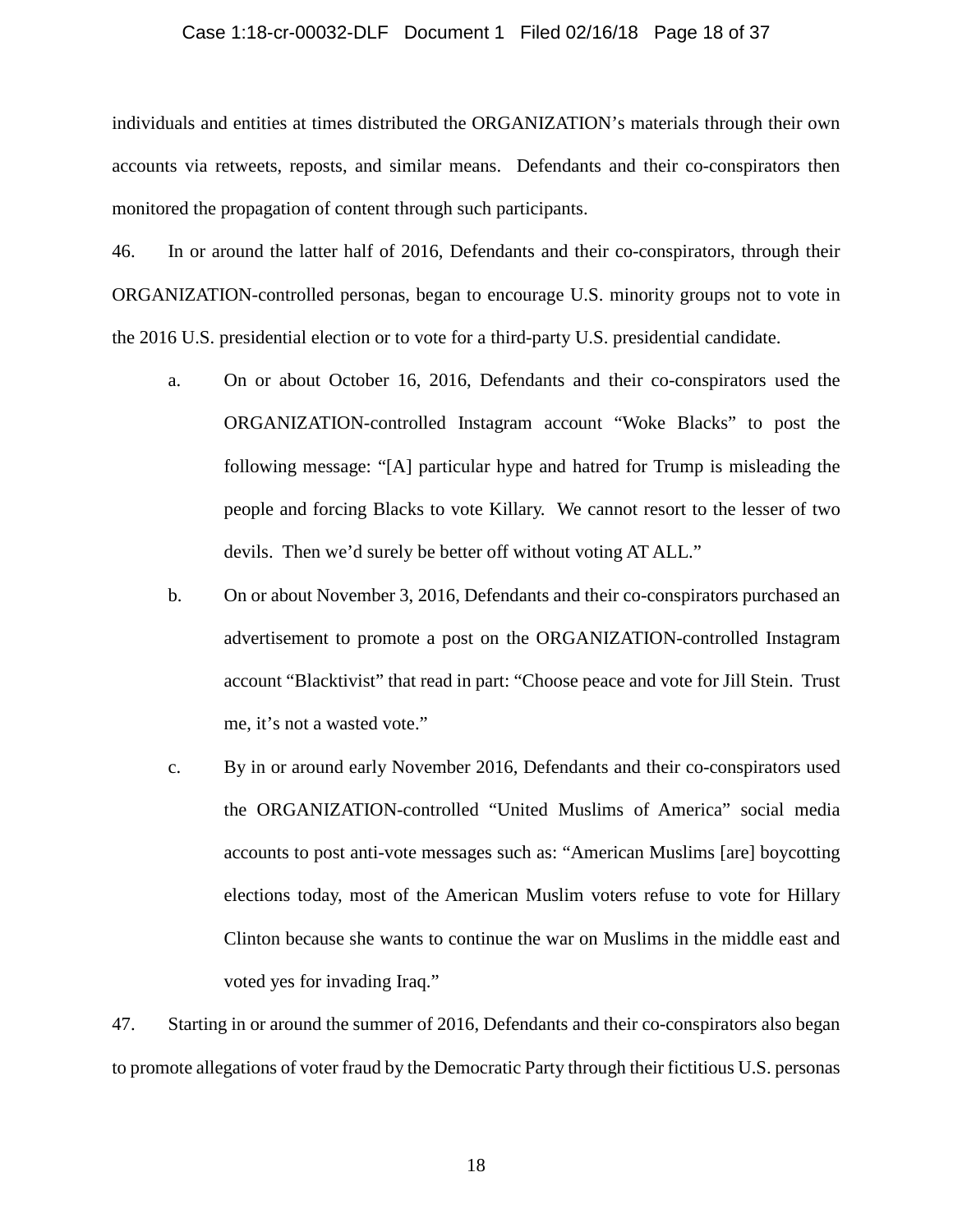individuals and entities at times distributed the ORGANIZATION's materials through their own accounts via retweets, reposts, and similar means. Defendants and their co-conspirators then monitored the propagation of content through such participants.

46. In or around the latter half of 2016, Defendants and their co-conspirators, through their ORGANIZATION-controlled personas, began to encourage U.S. minority groups not to vote in the 2016 U.S. presidential election or to vote for a third-party U.S. presidential candidate.

a. On or about October 16, 2016, Defendants and their co-conspirators used the ORGANIZATION-controlled Instagram account "Woke Blacks" to post the following message: "[A] particular hype and hatred for Trump is misleading the people and forcing Blacks to vote Killary. We cannot resort to the lesser of two devils. Then we'd surely be better off without voting AT ALL."

b. On or about November 3, 2016, Defendants and their co-conspirators purchased an advertisement to promote a post on the ORGANIZATION-controlled Instagram account "Blacktivist" that read in part: "Choose peace and vote for Jill Stein. Trust me, it's not a wasted vote."

c. By in or around early November 2016, Defendants and their co-conspirators used the ORGANIZATION-controlled "United Muslims of America" social media accounts to post anti-vote messages such as: "American Muslims [are] boycotting elections today, most of the American Muslim voters refuse to vote for Hillary Clinton because she wants to continue the war on Muslims in the middle east and voted yes for invading Iraq."

47. Starting in or around the summer of 2016, Defendants and their co-conspirators also began to promote allegations of voter fraud by the Democratic Party through their fictitious U.S. personas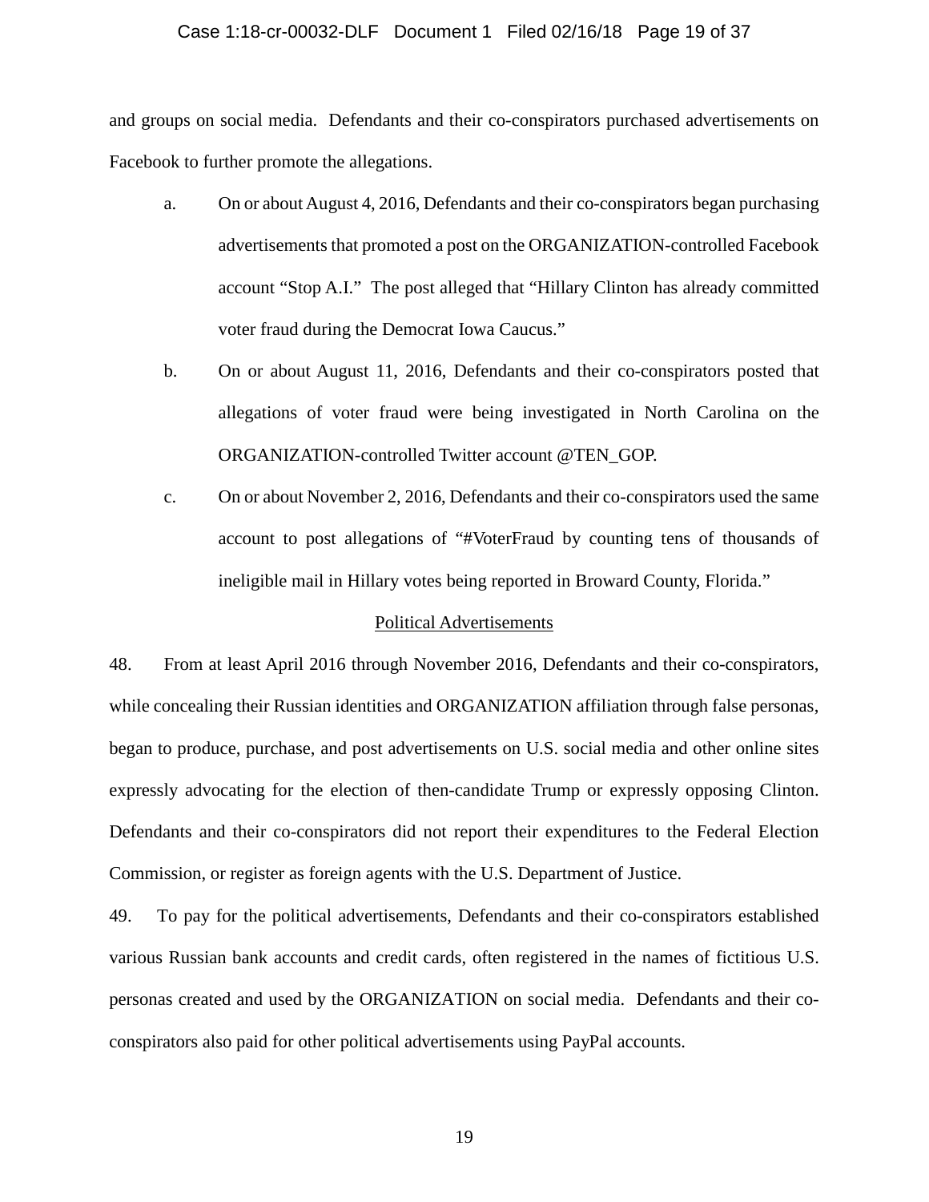and groups on social media. Defendants and their co-conspirators purchased advertisements on Facebook to further promote the allegations.

a. On or about August 4, 2016, Defendants and their co-conspirators began purchasing advertisements that promoted a post on the ORGANIZATION-controlled Facebook account "Stop A.I." The post alleged that "Hillary Clinton has already committed voter fraud during the Democrat Iowa Caucus."

b. On or about August 11, 2016, Defendants and their co-conspirators posted that allegations of voter fraud were being investigated in North Carolina on the ORGANIZATION-controlled Twitter account @TEN_GOP.

c. On or about November 2, 2016, Defendants and their co-conspirators used the same account to post allegations of "#VoterFraud by counting tens of thousands of ineligible mail in Hillary votes being reported in Broward County, Florida."

## Political Advertisements

48. From at least April 2016 through November 2016, Defendants and their co-conspirators, while concealing their Russian identities and ORGANIZATION affiliation through false personas, began to produce, purchase, and post advertisements on U.S. social media and other online sites expressly advocating for the election of then-candidate Trump or expressly opposing Clinton. Defendants and their co-conspirators did not report their expenditures to the Federal Election Commission, or register as foreign agents with the U.S. Department of Justice.

49. To pay for the political advertisements, Defendants and their co-conspirators established various Russian bank accounts and credit cards, often registered in the names of fictitious U.S. personas created and used by the ORGANIZATION on social media. Defendants and their co-conspirators also paid for other political advertisements using PayPal accounts.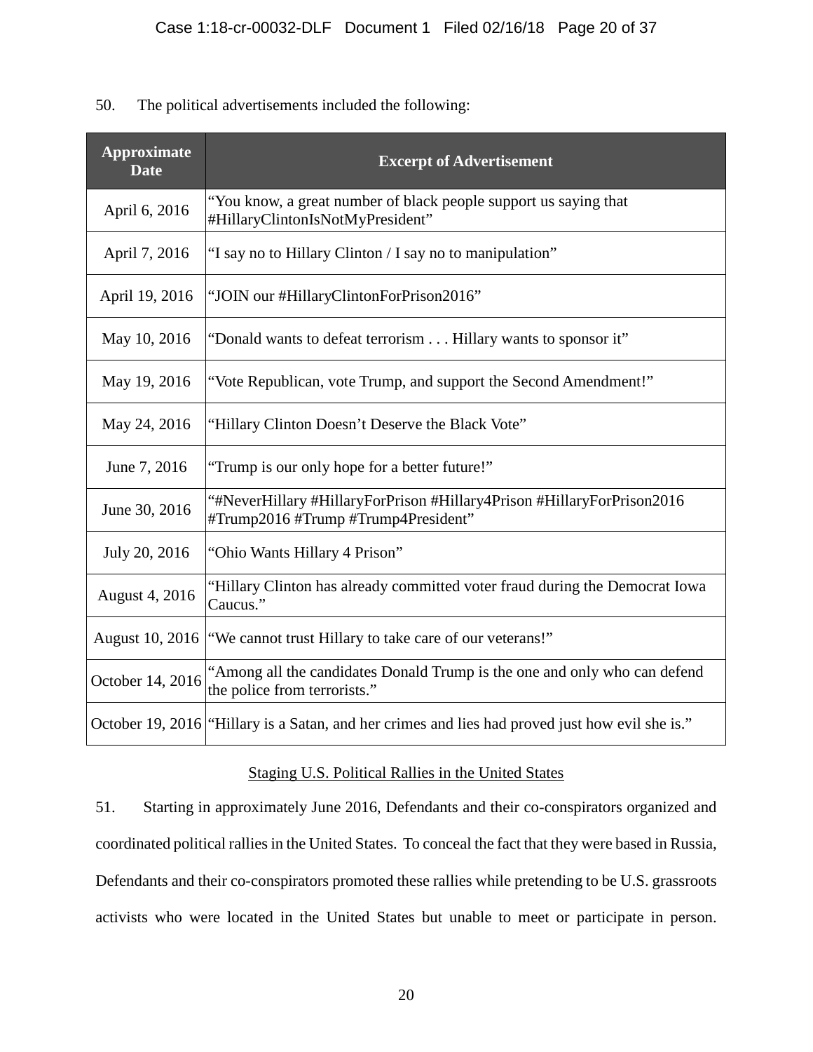50. The political advertisements included the following:

| Approximate Date | Excerpt of Advertisement |
|---|---|
| April 6, 2016 | "You know, a great number of black people support us saying that #HillaryClintonIsNotMyPresident" |
| April 7, 2016 | "I say no to Hillary Clinton / I say no to manipulation" |
| April 19, 2016 | "JOIN our #HillaryClintonForPrison2016" |
| May 10, 2016 | "Donald wants to defeat terrorism . . . Hillary wants to sponsor it" |
| May 19, 2016 | "Vote Republican, vote Trump, and support the Second Amendment!" |
| May 24, 2016 | "Hillary Clinton Doesn't Deserve the Black Vote" |
| June 7, 2016 | "Trump is our only hope for a better future!" |
| June 30, 2016 | "#NeverHillary #HillaryForPrison #Hillary4Prison #HillaryForPrison2016 #Trump2016 #Trump #Trump4President" |
| July 20, 2016 | "Ohio Wants Hillary 4 Prison" |
| August 4, 2016 | "Hillary Clinton has already committed voter fraud during the Democrat Iowa Caucus." |
| August 10, 2016 | "We cannot trust Hillary to take care of our veterans!" |
| October 14, 2016 | "Among all the candidates Donald Trump is the one and only who can defend the police from terrorists." |
| October 19, 2016 | "Hillary is a Satan, and her crimes and lies had proved just how evil she is." |

<u>Staging U.S. Political Rallies in the United States</u>

51. Starting in approximately June 2016, Defendants and their co-conspirators organized and coordinated political rallies in the United States. To conceal the fact that they were based in Russia, Defendants and their co-conspirators promoted these rallies while pretending to be U.S. grassroots activists who were located in the United States but unable to meet or participate in person.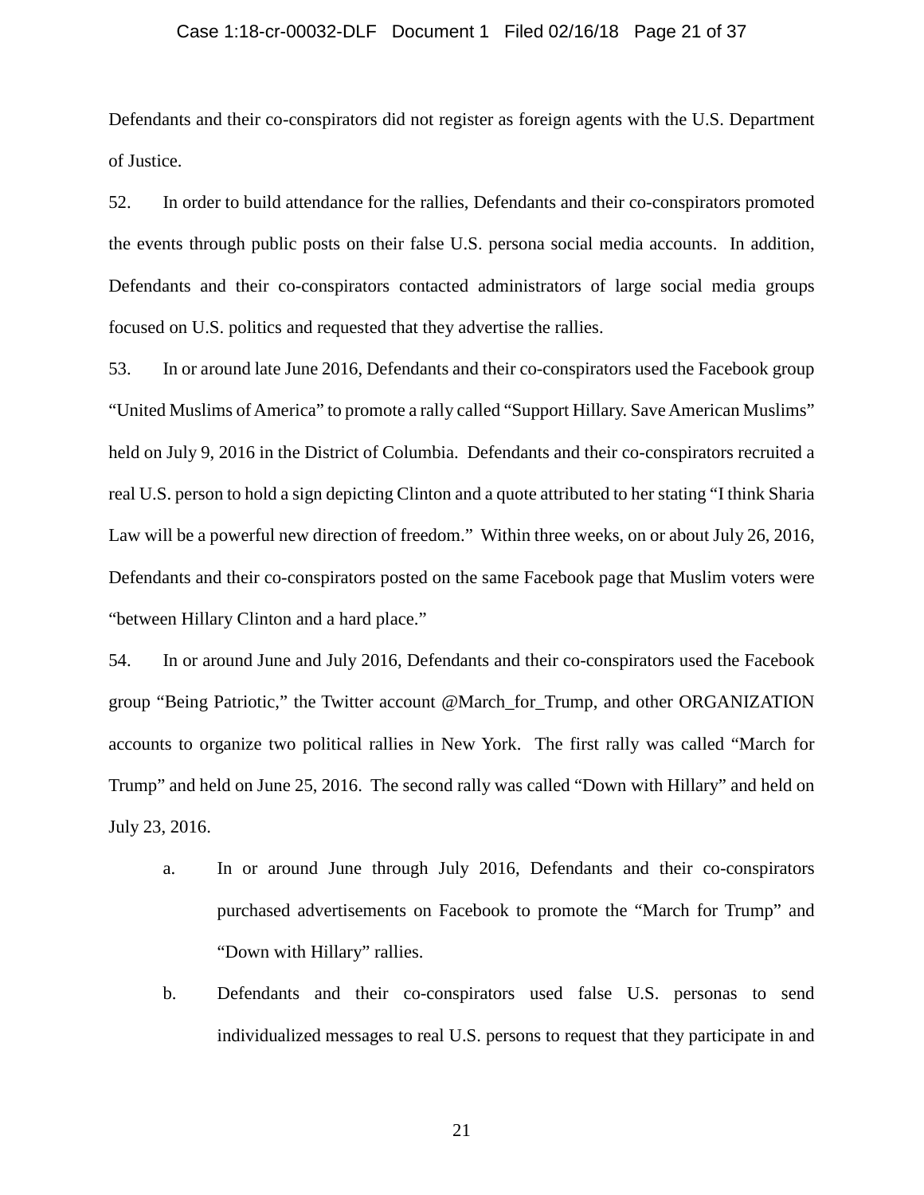Defendants and their co-conspirators did not register as foreign agents with the U.S. Department of Justice.

52. In order to build attendance for the rallies, Defendants and their co-conspirators promoted the events through public posts on their false U.S. persona social media accounts. In addition, Defendants and their co-conspirators contacted administrators of large social media groups focused on U.S. politics and requested that they advertise the rallies.

53. In or around late June 2016, Defendants and their co-conspirators used the Facebook group "United Muslims of America" to promote a rally called "Support Hillary. Save American Muslims" held on July 9, 2016 in the District of Columbia. Defendants and their co-conspirators recruited a real U.S. person to hold a sign depicting Clinton and a quote attributed to her stating "I think Sharia Law will be a powerful new direction of freedom." Within three weeks, on or about July 26, 2016, Defendants and their co-conspirators posted on the same Facebook page that Muslim voters were "between Hillary Clinton and a hard place."

54. In or around June and July 2016, Defendants and their co-conspirators used the Facebook group "Being Patriotic," the Twitter account @March_for_Trump, and other ORGANIZATION accounts to organize two political rallies in New York. The first rally was called "March for Trump" and held on June 25, 2016. The second rally was called "Down with Hillary" and held on July 23, 2016.

a. In or around June through July 2016, Defendants and their co-conspirators purchased advertisements on Facebook to promote the "March for Trump" and "Down with Hillary" rallies.

b. Defendants and their co-conspirators used false U.S. personas to send individualized messages to real U.S. persons to request that they participate in and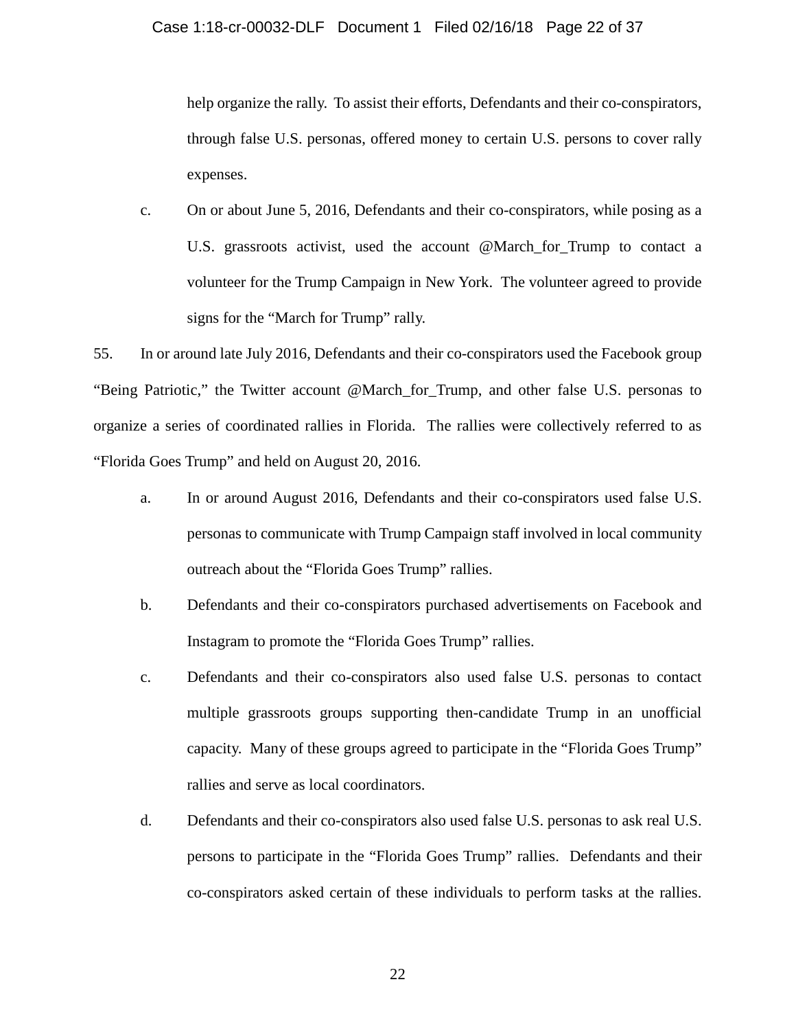help organize the rally. To assist their efforts, Defendants and their co-conspirators, through false U.S. personas, offered money to certain U.S. persons to cover rally expenses.

c. On or about June 5, 2016, Defendants and their co-conspirators, while posing as a U.S. grassroots activist, used the account @March_for_Trump to contact a volunteer for the Trump Campaign in New York. The volunteer agreed to provide signs for the "March for Trump" rally.

55. In or around late July 2016, Defendants and their co-conspirators used the Facebook group "Being Patriotic," the Twitter account @March_for_Trump, and other false U.S. personas to organize a series of coordinated rallies in Florida. The rallies were collectively referred to as "Florida Goes Trump" and held on August 20, 2016.

a. In or around August 2016, Defendants and their co-conspirators used false U.S. personas to communicate with Trump Campaign staff involved in local community outreach about the "Florida Goes Trump" rallies.

b. Defendants and their co-conspirators purchased advertisements on Facebook and Instagram to promote the "Florida Goes Trump" rallies.

c. Defendants and their co-conspirators also used false U.S. personas to contact multiple grassroots groups supporting then-candidate Trump in an unofficial capacity. Many of these groups agreed to participate in the "Florida Goes Trump" rallies and serve as local coordinators.

d. Defendants and their co-conspirators also used false U.S. personas to ask real U.S. persons to participate in the "Florida Goes Trump" rallies. Defendants and their co-conspirators asked certain of these individuals to perform tasks at the rallies.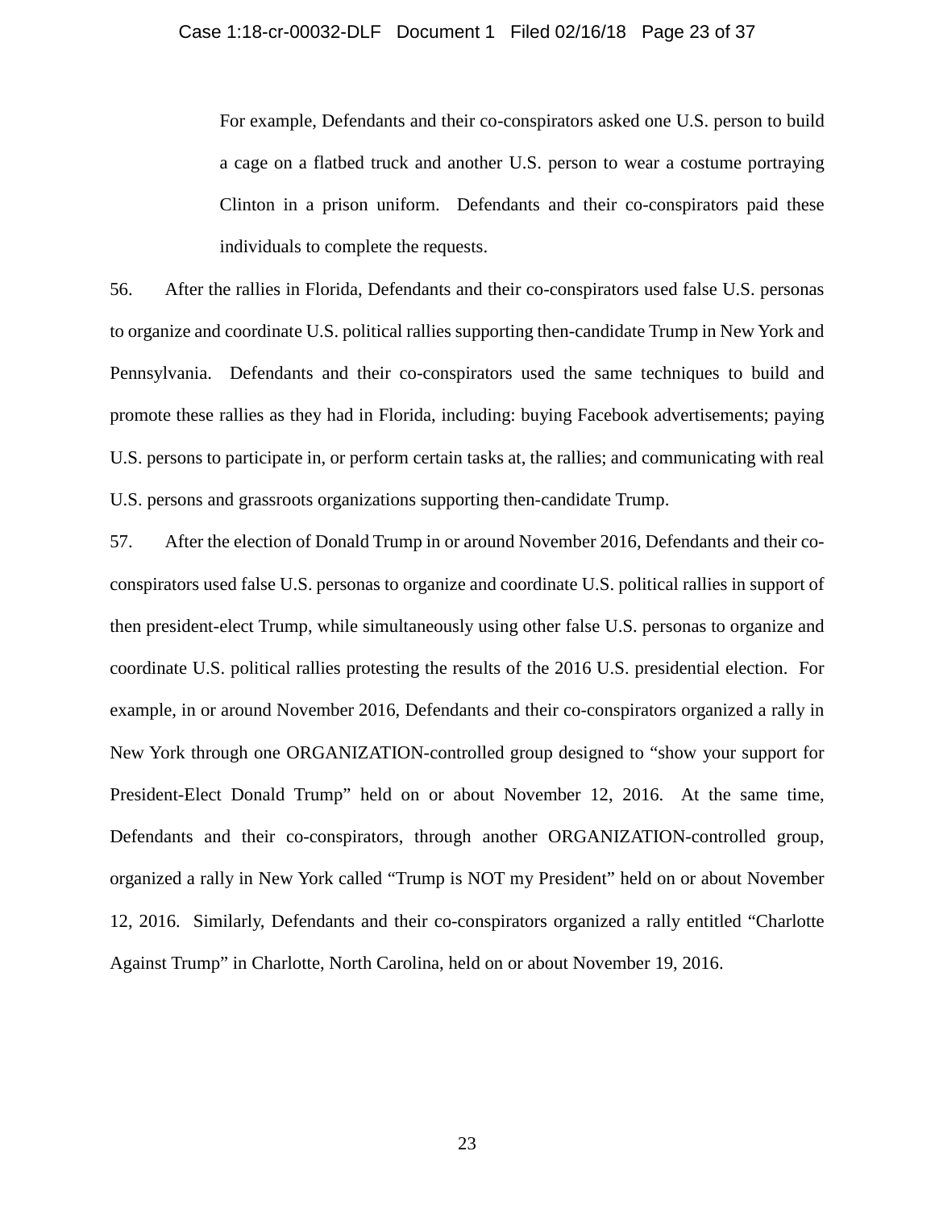> For example, Defendants and their co-conspirators asked one U.S. person to build a cage on a flatbed truck and another U.S. person to wear a costume portraying Clinton in a prison uniform. Defendants and their co-conspirators paid these individuals to complete the requests.

56. After the rallies in Florida, Defendants and their co-conspirators used false U.S. personas to organize and coordinate U.S. political rallies supporting then-candidate Trump in New York and Pennsylvania. Defendants and their co-conspirators used the same techniques to build and promote these rallies as they had in Florida, including: buying Facebook advertisements; paying U.S. persons to participate in, or perform certain tasks at, the rallies; and communicating with real U.S. persons and grassroots organizations supporting then-candidate Trump.

57. After the election of Donald Trump in or around November 2016, Defendants and their co-conspirators used false U.S. personas to organize and coordinate U.S. political rallies in support of then president-elect Trump, while simultaneously using other false U.S. personas to organize and coordinate U.S. political rallies protesting the results of the 2016 U.S. presidential election. For example, in or around November 2016, Defendants and their co-conspirators organized a rally in New York through one ORGANIZATION-controlled group designed to "show your support for President-Elect Donald Trump" held on or about November 12, 2016. At the same time, Defendants and their co-conspirators, through another ORGANIZATION-controlled group, organized a rally in New York called "Trump is NOT my President" held on or about November 12, 2016. Similarly, Defendants and their co-conspirators organized a rally entitled "Charlotte Against Trump" in Charlotte, North Carolina, held on or about November 19, 2016.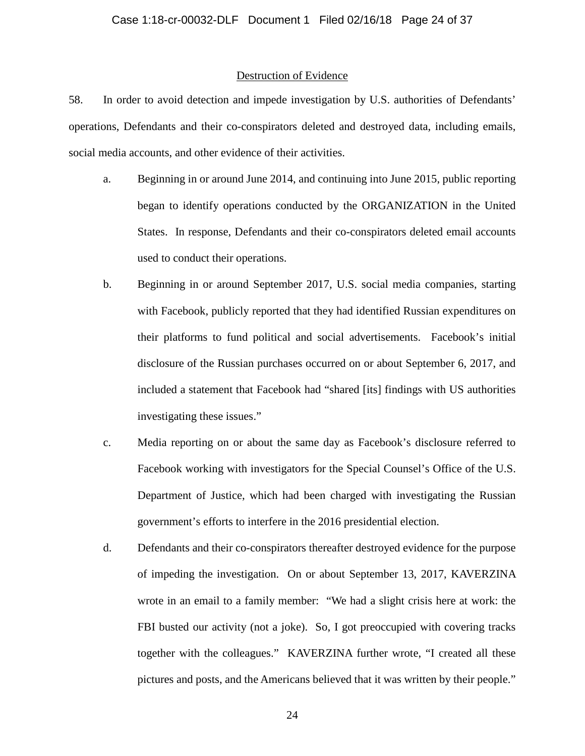## Destruction of Evidence

58. In order to avoid detection and impede investigation by U.S. authorities of Defendants' operations, Defendants and their co-conspirators deleted and destroyed data, including emails, social media accounts, and other evidence of their activities.

a. Beginning in or around June 2014, and continuing into June 2015, public reporting began to identify operations conducted by the ORGANIZATION in the United States. In response, Defendants and their co-conspirators deleted email accounts used to conduct their operations.

b. Beginning in or around September 2017, U.S. social media companies, starting with Facebook, publicly reported that they had identified Russian expenditures on their platforms to fund political and social advertisements. Facebook's initial disclosure of the Russian purchases occurred on or about September 6, 2017, and included a statement that Facebook had "shared [its] findings with US authorities investigating these issues."

c. Media reporting on or about the same day as Facebook's disclosure referred to Facebook working with investigators for the Special Counsel's Office of the U.S. Department of Justice, which had been charged with investigating the Russian government's efforts to interfere in the 2016 presidential election.

d. Defendants and their co-conspirators thereafter destroyed evidence for the purpose of impeding the investigation. On or about September 13, 2017, KAVERZINA wrote in an email to a family member: "We had a slight crisis here at work: the FBI busted our activity (not a joke). So, I got preoccupied with covering tracks together with the colleagues." KAVERZINA further wrote, "I created all these pictures and posts, and the Americans believed that it was written by their people."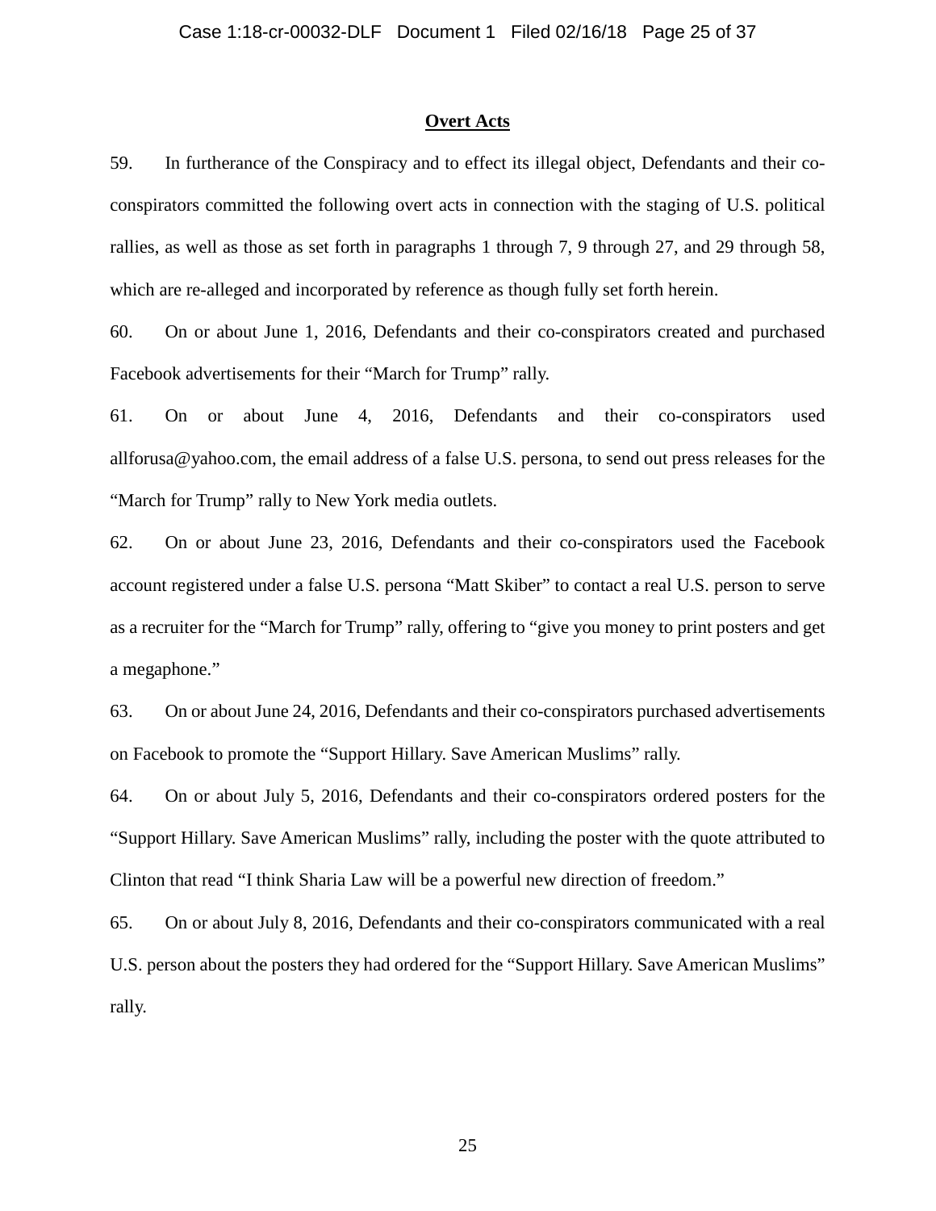**Overt Acts**

59. In furtherance of the Conspiracy and to effect its illegal object, Defendants and their co-conspirators committed the following overt acts in connection with the staging of U.S. political rallies, as well as those as set forth in paragraphs 1 through 7, 9 through 27, and 29 through 58, which are re-alleged and incorporated by reference as though fully set forth herein.

60. On or about June 1, 2016, Defendants and their co-conspirators created and purchased Facebook advertisements for their "March for Trump" rally.

61. On or about June 4, 2016, Defendants and their co-conspirators used allforusa@yahoo.com, the email address of a false U.S. persona, to send out press releases for the "March for Trump" rally to New York media outlets.

62. On or about June 23, 2016, Defendants and their co-conspirators used the Facebook account registered under a false U.S. persona "Matt Skiber" to contact a real U.S. person to serve as a recruiter for the "March for Trump" rally, offering to "give you money to print posters and get a megaphone."

63. On or about June 24, 2016, Defendants and their co-conspirators purchased advertisements on Facebook to promote the "Support Hillary. Save American Muslims" rally.

64. On or about July 5, 2016, Defendants and their co-conspirators ordered posters for the "Support Hillary. Save American Muslims" rally, including the poster with the quote attributed to Clinton that read "I think Sharia Law will be a powerful new direction of freedom."

65. On or about July 8, 2016, Defendants and their co-conspirators communicated with a real U.S. person about the posters they had ordered for the "Support Hillary. Save American Muslims" rally.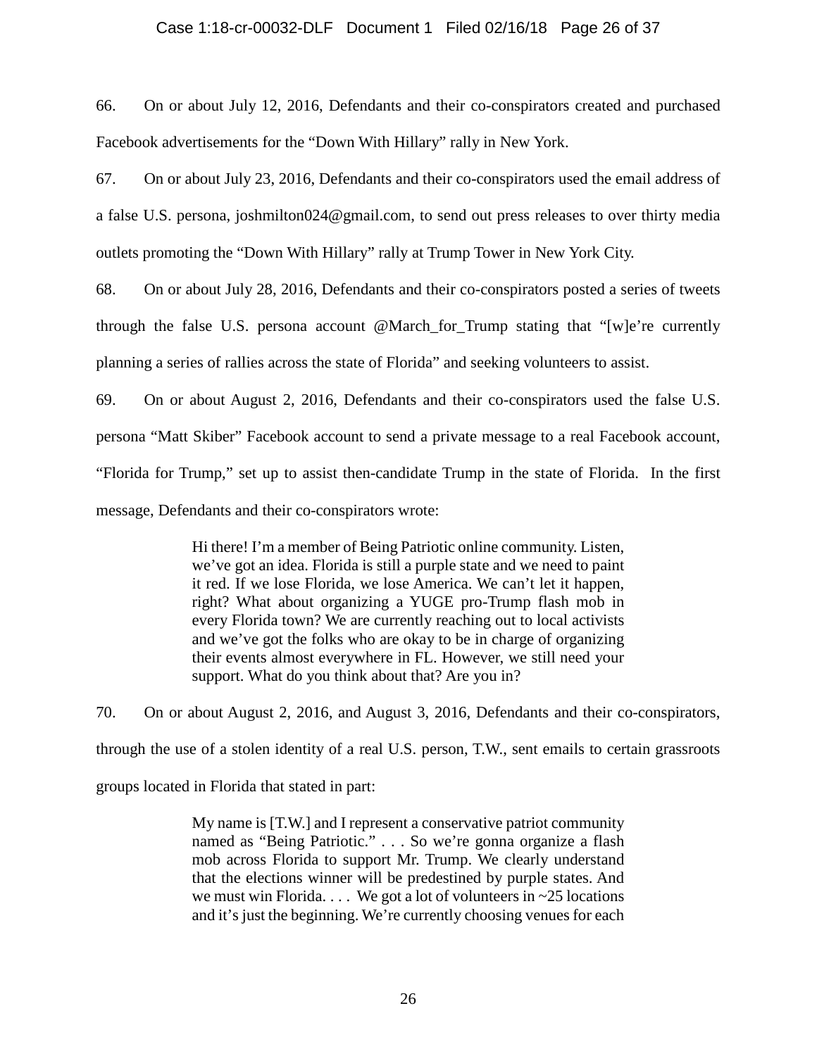66. On or about July 12, 2016, Defendants and their co-conspirators created and purchased Facebook advertisements for the "Down With Hillary" rally in New York.

67. On or about July 23, 2016, Defendants and their co-conspirators used the email address of a false U.S. persona, joshmilton024@gmail.com, to send out press releases to over thirty media outlets promoting the "Down With Hillary" rally at Trump Tower in New York City.

68. On or about July 28, 2016, Defendants and their co-conspirators posted a series of tweets through the false U.S. persona account @March_for_Trump stating that "[w]e're currently planning a series of rallies across the state of Florida" and seeking volunteers to assist.

69. On or about August 2, 2016, Defendants and their co-conspirators used the false U.S. persona "Matt Skiber" Facebook account to send a private message to a real Facebook account, "Florida for Trump," set up to assist then-candidate Trump in the state of Florida. In the first message, Defendants and their co-conspirators wrote:

> Hi there! I'm a member of Being Patriotic online community. Listen, we've got an idea. Florida is still a purple state and we need to paint it red. If we lose Florida, we lose America. We can't let it happen, right? What about organizing a YUGE pro-Trump flash mob in every Florida town? We are currently reaching out to local activists and we've got the folks who are okay to be in charge of organizing their events almost everywhere in FL. However, we still need your support. What do you think about that? Are you in?

70. On or about August 2, 2016, and August 3, 2016, Defendants and their co-conspirators, through the use of a stolen identity of a real U.S. person, T.W., sent emails to certain grassroots groups located in Florida that stated in part:

> My name is [T.W.] and I represent a conservative patriot community named as "Being Patriotic." . . . So we're gonna organize a flash mob across Florida to support Mr. Trump. We clearly understand that the elections winner will be predestined by purple states. And we must win Florida. . . . We got a lot of volunteers in ~25 locations and it's just the beginning. We're currently choosing venues for each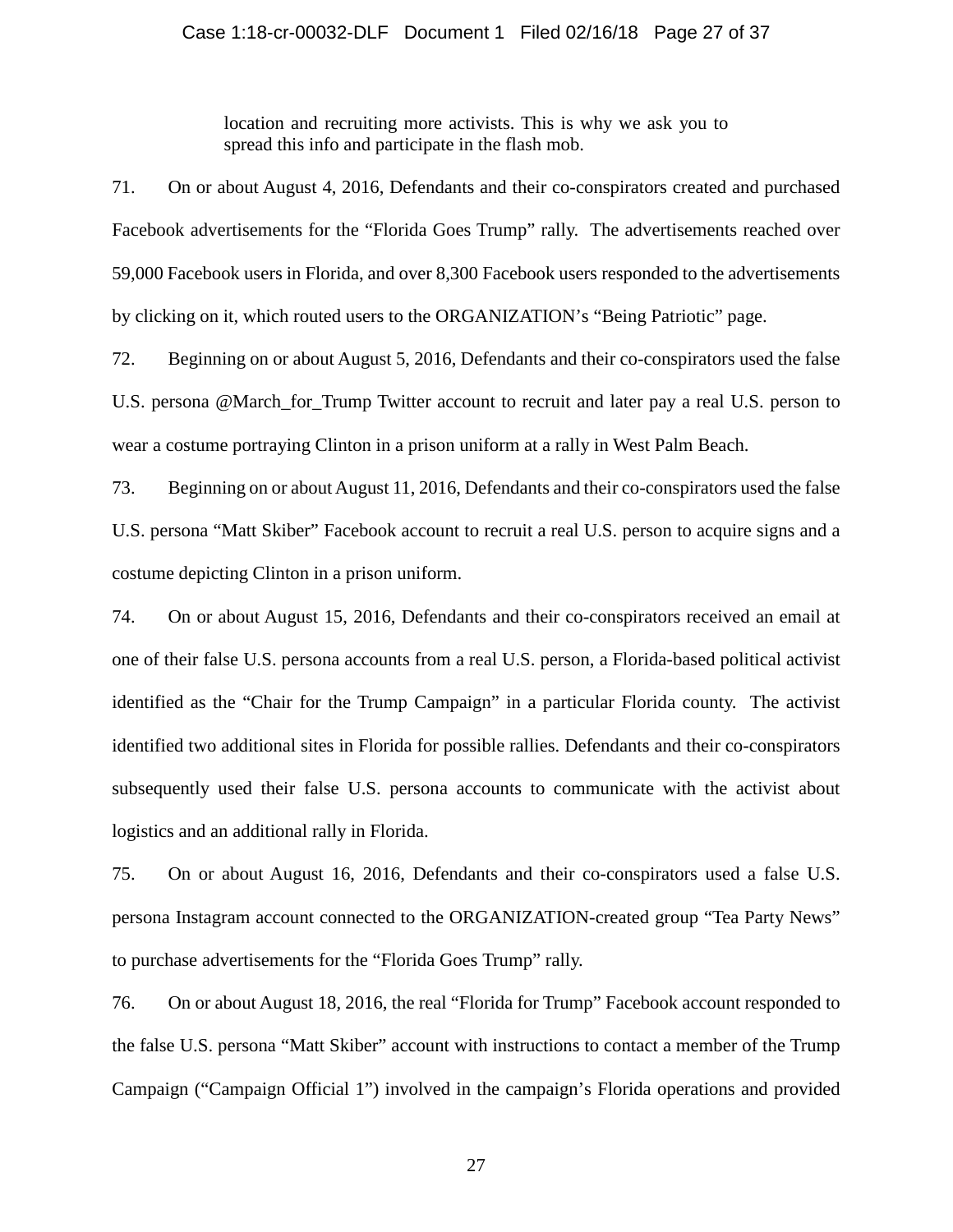> location and recruiting more activists. This is why we ask you to spread this info and participate in the flash mob.

71. On or about August 4, 2016, Defendants and their co-conspirators created and purchased Facebook advertisements for the "Florida Goes Trump" rally. The advertisements reached over 59,000 Facebook users in Florida, and over 8,300 Facebook users responded to the advertisements by clicking on it, which routed users to the ORGANIZATION's "Being Patriotic" page.

72. Beginning on or about August 5, 2016, Defendants and their co-conspirators used the false U.S. persona @March_for_Trump Twitter account to recruit and later pay a real U.S. person to wear a costume portraying Clinton in a prison uniform at a rally in West Palm Beach.

73. Beginning on or about August 11, 2016, Defendants and their co-conspirators used the false U.S. persona "Matt Skiber" Facebook account to recruit a real U.S. person to acquire signs and a costume depicting Clinton in a prison uniform.

74. On or about August 15, 2016, Defendants and their co-conspirators received an email at one of their false U.S. persona accounts from a real U.S. person, a Florida-based political activist identified as the "Chair for the Trump Campaign" in a particular Florida county. The activist identified two additional sites in Florida for possible rallies. Defendants and their co-conspirators subsequently used their false U.S. persona accounts to communicate with the activist about logistics and an additional rally in Florida.

75. On or about August 16, 2016, Defendants and their co-conspirators used a false U.S. persona Instagram account connected to the ORGANIZATION-created group "Tea Party News" to purchase advertisements for the "Florida Goes Trump" rally.

76. On or about August 18, 2016, the real "Florida for Trump" Facebook account responded to the false U.S. persona "Matt Skiber" account with instructions to contact a member of the Trump Campaign ("Campaign Official 1") involved in the campaign's Florida operations and provided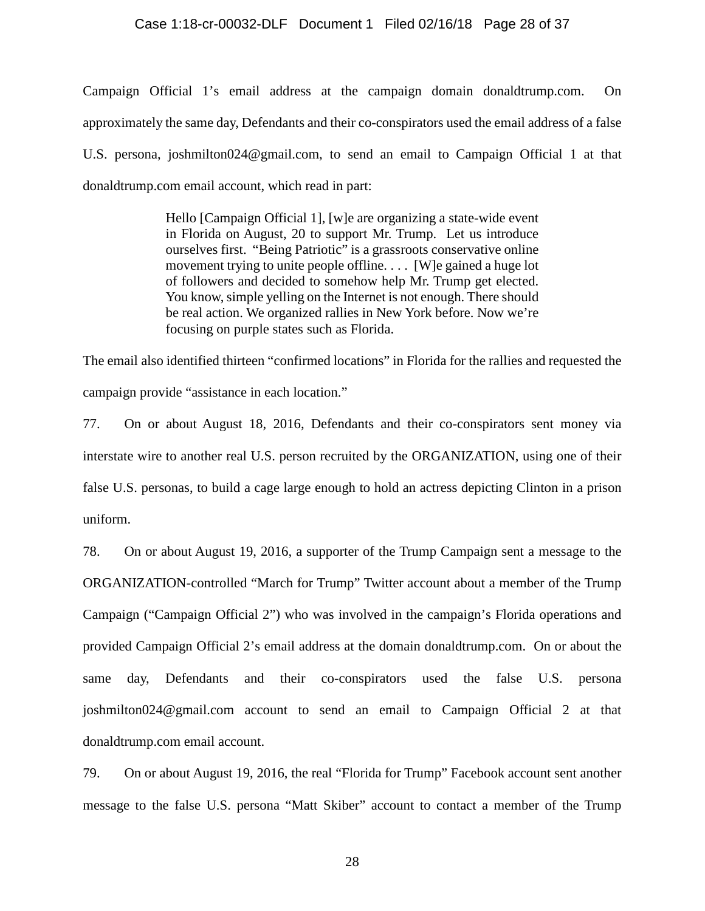Campaign Official 1's email address at the campaign domain donaldtrump.com. On approximately the same day, Defendants and their co-conspirators used the email address of a false U.S. persona, joshmilton024@gmail.com, to send an email to Campaign Official 1 at that donaldtrump.com email account, which read in part:

> Hello [Campaign Official 1], [w]e are organizing a state-wide event in Florida on August, 20 to support Mr. Trump. Let us introduce ourselves first. "Being Patriotic" is a grassroots conservative online movement trying to unite people offline. . . . [W]e gained a huge lot of followers and decided to somehow help Mr. Trump get elected. You know, simple yelling on the Internet is not enough. There should be real action. We organized rallies in New York before. Now we're focusing on purple states such as Florida.

The email also identified thirteen "confirmed locations" in Florida for the rallies and requested the campaign provide "assistance in each location."

77. On or about August 18, 2016, Defendants and their co-conspirators sent money via interstate wire to another real U.S. person recruited by the ORGANIZATION, using one of their false U.S. personas, to build a cage large enough to hold an actress depicting Clinton in a prison uniform.

78. On or about August 19, 2016, a supporter of the Trump Campaign sent a message to the ORGANIZATION-controlled "March for Trump" Twitter account about a member of the Trump Campaign ("Campaign Official 2") who was involved in the campaign's Florida operations and provided Campaign Official 2's email address at the domain donaldtrump.com. On or about the same day, Defendants and their co-conspirators used the false U.S. persona joshmilton024@gmail.com account to send an email to Campaign Official 2 at that donaldtrump.com email account.

79. On or about August 19, 2016, the real "Florida for Trump" Facebook account sent another message to the false U.S. persona "Matt Skiber" account to contact a member of the Trump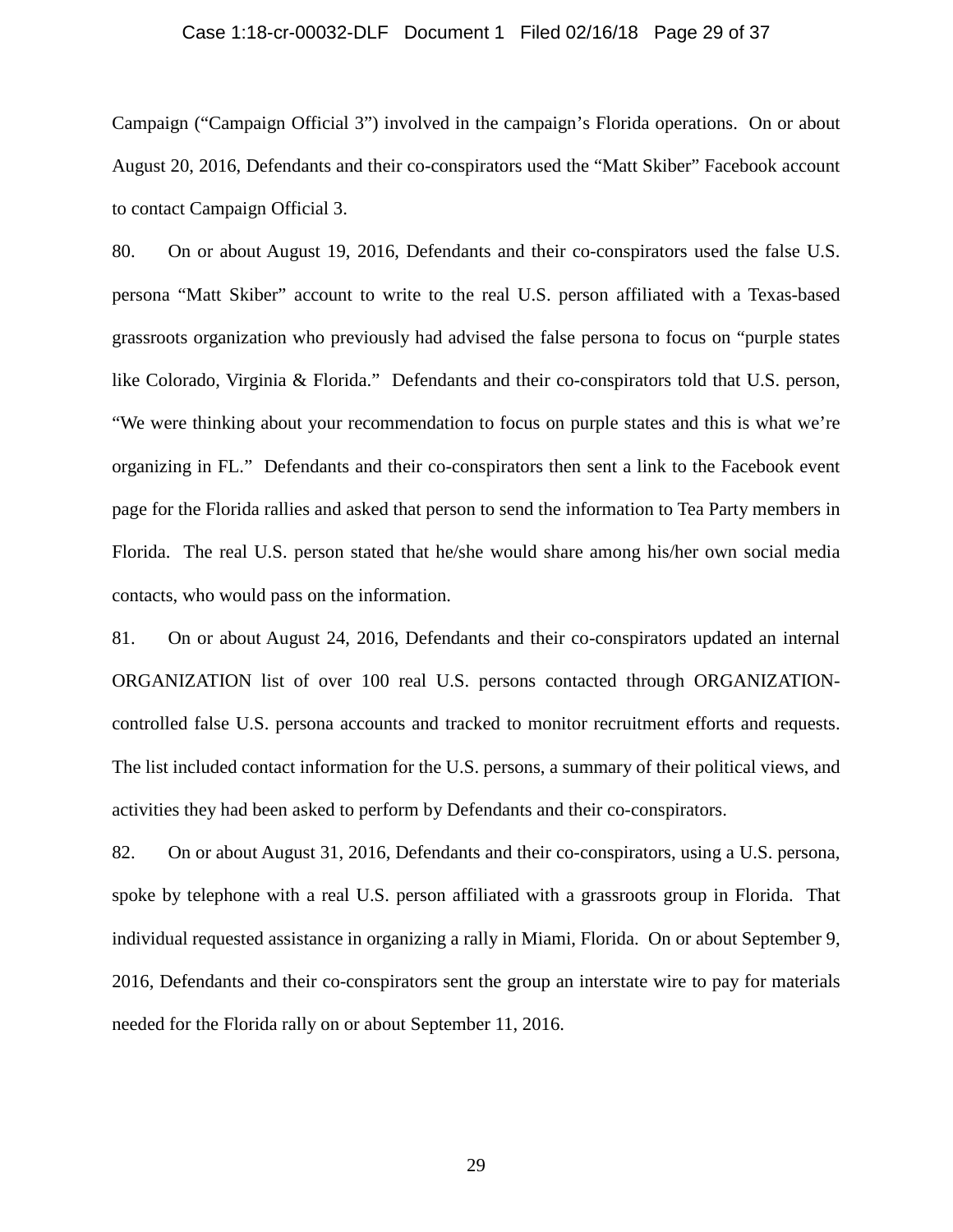Campaign ("Campaign Official 3") involved in the campaign's Florida operations. On or about August 20, 2016, Defendants and their co-conspirators used the "Matt Skiber" Facebook account to contact Campaign Official 3.

80. On or about August 19, 2016, Defendants and their co-conspirators used the false U.S. persona "Matt Skiber" account to write to the real U.S. person affiliated with a Texas-based grassroots organization who previously had advised the false persona to focus on "purple states like Colorado, Virginia & Florida." Defendants and their co-conspirators told that U.S. person, "We were thinking about your recommendation to focus on purple states and this is what we're organizing in FL." Defendants and their co-conspirators then sent a link to the Facebook event page for the Florida rallies and asked that person to send the information to Tea Party members in Florida. The real U.S. person stated that he/she would share among his/her own social media contacts, who would pass on the information.

81. On or about August 24, 2016, Defendants and their co-conspirators updated an internal ORGANIZATION list of over 100 real U.S. persons contacted through ORGANIZATION-controlled false U.S. persona accounts and tracked to monitor recruitment efforts and requests. The list included contact information for the U.S. persons, a summary of their political views, and activities they had been asked to perform by Defendants and their co-conspirators.

82. On or about August 31, 2016, Defendants and their co-conspirators, using a U.S. persona, spoke by telephone with a real U.S. person affiliated with a grassroots group in Florida. That individual requested assistance in organizing a rally in Miami, Florida. On or about September 9, 2016, Defendants and their co-conspirators sent the group an interstate wire to pay for materials needed for the Florida rally on or about September 11, 2016.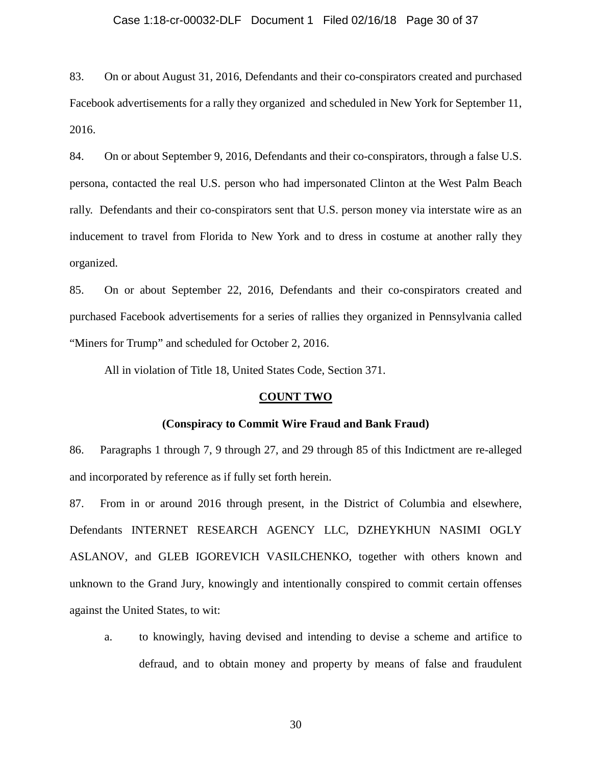83. On or about August 31, 2016, Defendants and their co-conspirators created and purchased Facebook advertisements for a rally they organized and scheduled in New York for September 11, 2016.

84. On or about September 9, 2016, Defendants and their co-conspirators, through a false U.S. persona, contacted the real U.S. person who had impersonated Clinton at the West Palm Beach rally. Defendants and their co-conspirators sent that U.S. person money via interstate wire as an inducement to travel from Florida to New York and to dress in costume at another rally they organized.

85. On or about September 22, 2016, Defendants and their co-conspirators created and purchased Facebook advertisements for a series of rallies they organized in Pennsylvania called "Miners for Trump" and scheduled for October 2, 2016.

All in violation of Title 18, United States Code, Section 371.

## COUNT TWO

### (Conspiracy to Commit Wire Fraud and Bank Fraud)

86. Paragraphs 1 through 7, 9 through 27, and 29 through 85 of this Indictment are re-alleged and incorporated by reference as if fully set forth herein.

87. From in or around 2016 through present, in the District of Columbia and elsewhere, Defendants INTERNET RESEARCH AGENCY LLC, DZHEYKHUN NASIMI OGLY ASLANOV, and GLEB IGOREVICH VASILCHENKO, together with others known and unknown to the Grand Jury, knowingly and intentionally conspired to commit certain offenses against the United States, to wit:

a. to knowingly, having devised and intending to devise a scheme and artifice to defraud, and to obtain money and property by means of false and fraudulent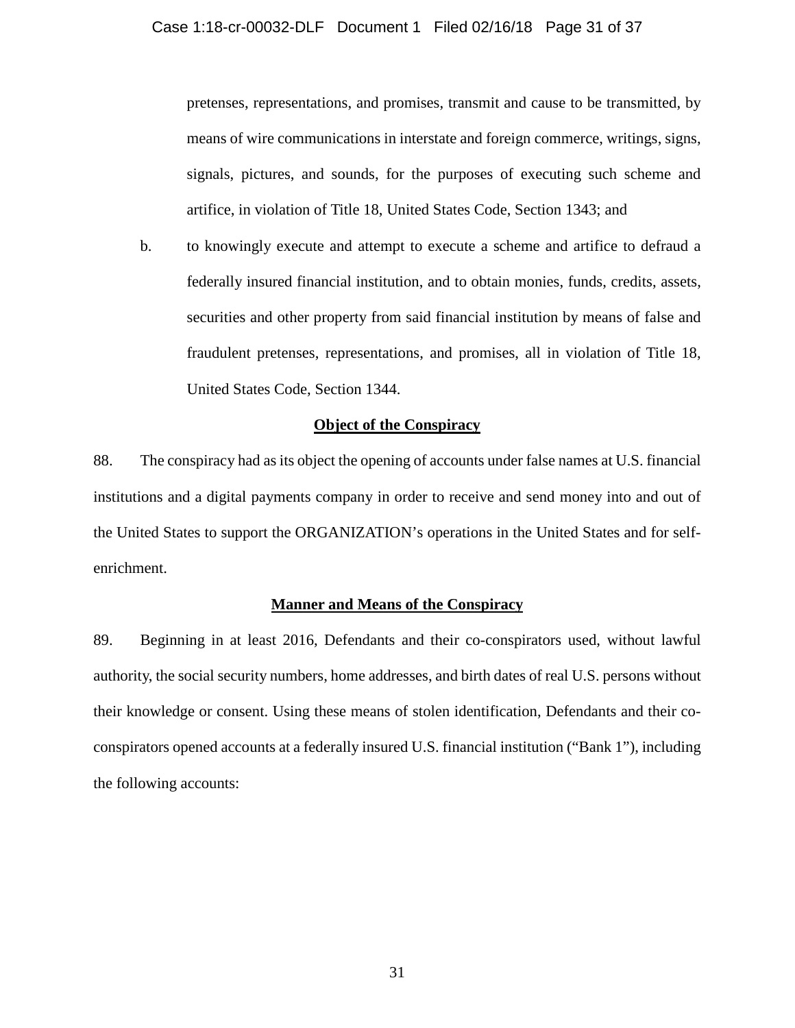pretenses, representations, and promises, transmit and cause to be transmitted, by means of wire communications in interstate and foreign commerce, writings, signs, signals, pictures, and sounds, for the purposes of executing such scheme and artifice, in violation of Title 18, United States Code, Section 1343; and

b. to knowingly execute and attempt to execute a scheme and artifice to defraud a federally insured financial institution, and to obtain monies, funds, credits, assets, securities and other property from said financial institution by means of false and fraudulent pretenses, representations, and promises, all in violation of Title 18, United States Code, Section 1344.

**Object of the Conspiracy**

88. The conspiracy had as its object the opening of accounts under false names at U.S. financial institutions and a digital payments company in order to receive and send money into and out of the United States to support the ORGANIZATION's operations in the United States and for self-enrichment.

**Manner and Means of the Conspiracy**

89. Beginning in at least 2016, Defendants and their co-conspirators used, without lawful authority, the social security numbers, home addresses, and birth dates of real U.S. persons without their knowledge or consent. Using these means of stolen identification, Defendants and their co-conspirators opened accounts at a federally insured U.S. financial institution ("Bank 1"), including the following accounts: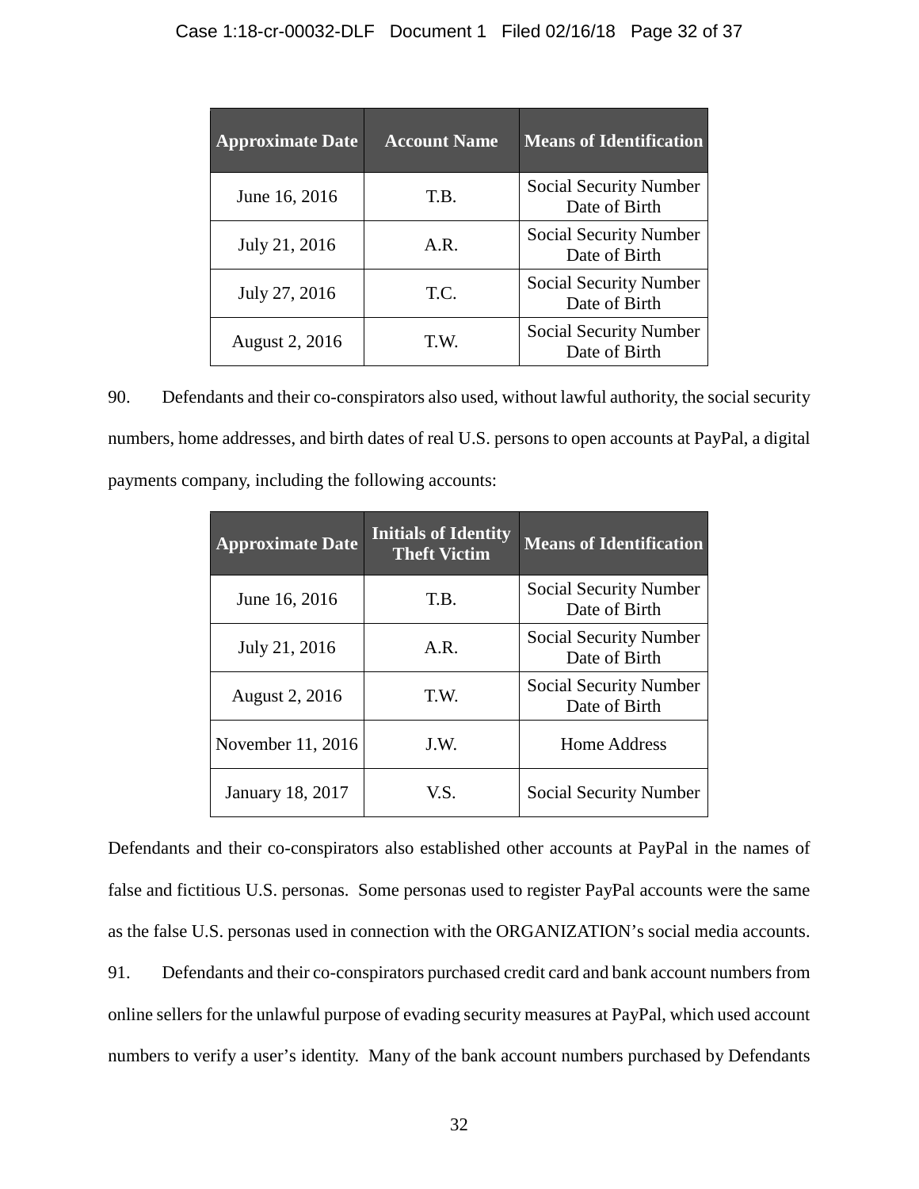| Approximate Date | Account Name | Means of Identification |
|---|---|---|
| June 16, 2016 | T.B. | Social Security Number Date of Birth |
| July 21, 2016 | A.R. | Social Security Number Date of Birth |
| July 27, 2016 | T.C. | Social Security Number Date of Birth |
| August 2, 2016 | T.W. | Social Security Number Date of Birth |

90. Defendants and their co-conspirators also used, without lawful authority, the social security numbers, home addresses, and birth dates of real U.S. persons to open accounts at PayPal, a digital payments company, including the following accounts:

| Approximate Date | Initials of Identity Theft Victim | Means of Identification |
|---|---|---|
| June 16, 2016 | T.B. | Social Security Number Date of Birth |
| July 21, 2016 | A.R. | Social Security Number Date of Birth |
| August 2, 2016 | T.W. | Social Security Number Date of Birth |
| November 11, 2016 | J.W. | Home Address |
| January 18, 2017 | V.S. | Social Security Number |

Defendants and their co-conspirators also established other accounts at PayPal in the names of false and fictitious U.S. personas. Some personas used to register PayPal accounts were the same as the false U.S. personas used in connection with the ORGANIZATION's social media accounts.

91. Defendants and their co-conspirators purchased credit card and bank account numbers from online sellers for the unlawful purpose of evading security measures at PayPal, which used account numbers to verify a user's identity. Many of the bank account numbers purchased by Defendants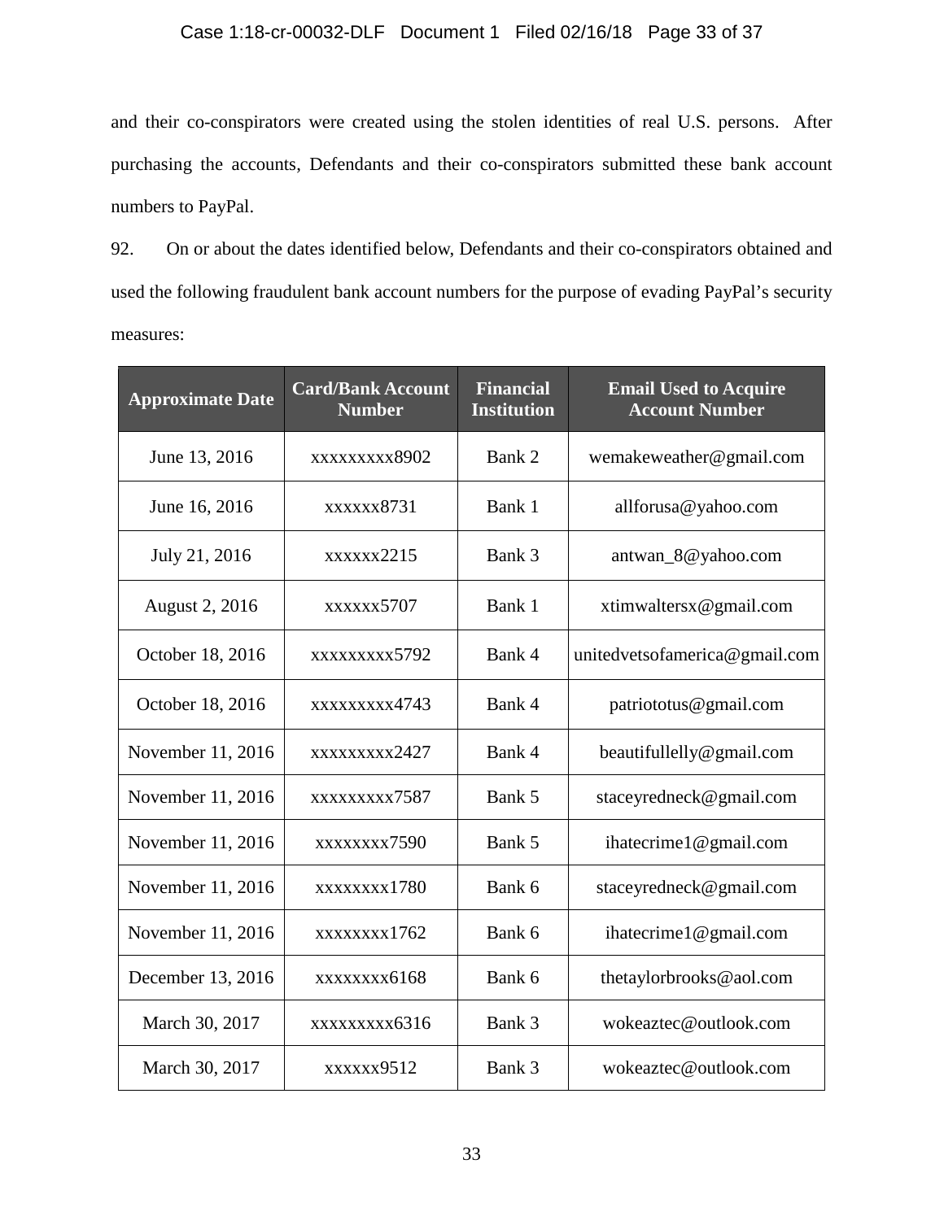and their co-conspirators were created using the stolen identities of real U.S. persons. After purchasing the accounts, Defendants and their co-conspirators submitted these bank account numbers to PayPal.

92. On or about the dates identified below, Defendants and their co-conspirators obtained and used the following fraudulent bank account numbers for the purpose of evading PayPal's security measures:

| Approximate Date | Card/Bank Account Number | Financial Institution | Email Used to Acquire Account Number |
| --- | --- | --- | --- |
| June 13, 2016 | xxxxxxxxx8902 | Bank 2 | wemakeweather@gmail.com |
| June 16, 2016 | xxxxxx8731 | Bank 1 | allforusa@yahoo.com |
| July 21, 2016 | xxxxxx2215 | Bank 3 | antwan_8@yahoo.com |
| August 2, 2016 | xxxxxx5707 | Bank 1 | xtimwaltersx@gmail.com |
| October 18, 2016 | xxxxxxxxx5792 | Bank 4 | unitedvetsofamerica@gmail.com |
| October 18, 2016 | xxxxxxxxx4743 | Bank 4 | patriototus@gmail.com |
| November 11, 2016 | xxxxxxxxx2427 | Bank 4 | beautifullelly@gmail.com |
| November 11, 2016 | xxxxxxxxx7587 | Bank 5 | staceyredneck@gmail.com |
| November 11, 2016 | xxxxxxxx7590 | Bank 5 | ihatecrime1@gmail.com |
| November 11, 2016 | xxxxxxxx1780 | Bank 6 | staceyredneck@gmail.com |
| November 11, 2016 | xxxxxxxx1762 | Bank 6 | ihatecrime1@gmail.com |
| December 13, 2016 | xxxxxxxx6168 | Bank 6 | thetaylorbrooks@aol.com |
| March 30, 2017 | xxxxxxxxx6316 | Bank 3 | wokeaztec@outlook.com |
| March 30, 2017 | xxxxxx9512 | Bank 3 | wokeaztec@outlook.com |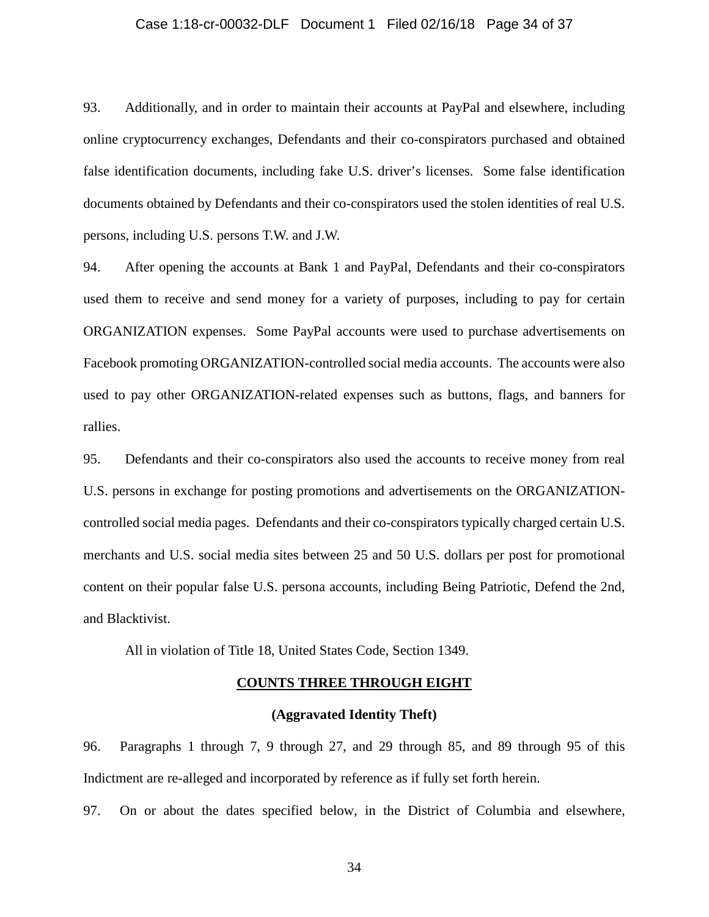93. Additionally, and in order to maintain their accounts at PayPal and elsewhere, including online cryptocurrency exchanges, Defendants and their co-conspirators purchased and obtained false identification documents, including fake U.S. driver's licenses. Some false identification documents obtained by Defendants and their co-conspirators used the stolen identities of real U.S. persons, including U.S. persons T.W. and J.W.

94. After opening the accounts at Bank 1 and PayPal, Defendants and their co-conspirators used them to receive and send money for a variety of purposes, including to pay for certain ORGANIZATION expenses. Some PayPal accounts were used to purchase advertisements on Facebook promoting ORGANIZATION-controlled social media accounts. The accounts were also used to pay other ORGANIZATION-related expenses such as buttons, flags, and banners for rallies.

95. Defendants and their co-conspirators also used the accounts to receive money from real U.S. persons in exchange for posting promotions and advertisements on the ORGANIZATION-controlled social media pages. Defendants and their co-conspirators typically charged certain U.S. merchants and U.S. social media sites between 25 and 50 U.S. dollars per post for promotional content on their popular false U.S. persona accounts, including Being Patriotic, Defend the 2nd, and Blacktivist.

All in violation of Title 18, United States Code, Section 1349.

## COUNTS THREE THROUGH EIGHT

### (Aggravated Identity Theft)

96. Paragraphs 1 through 7, 9 through 27, and 29 through 85, and 89 through 95 of this Indictment are re-alleged and incorporated by reference as if fully set forth herein.

97. On or about the dates specified below, in the District of Columbia and elsewhere,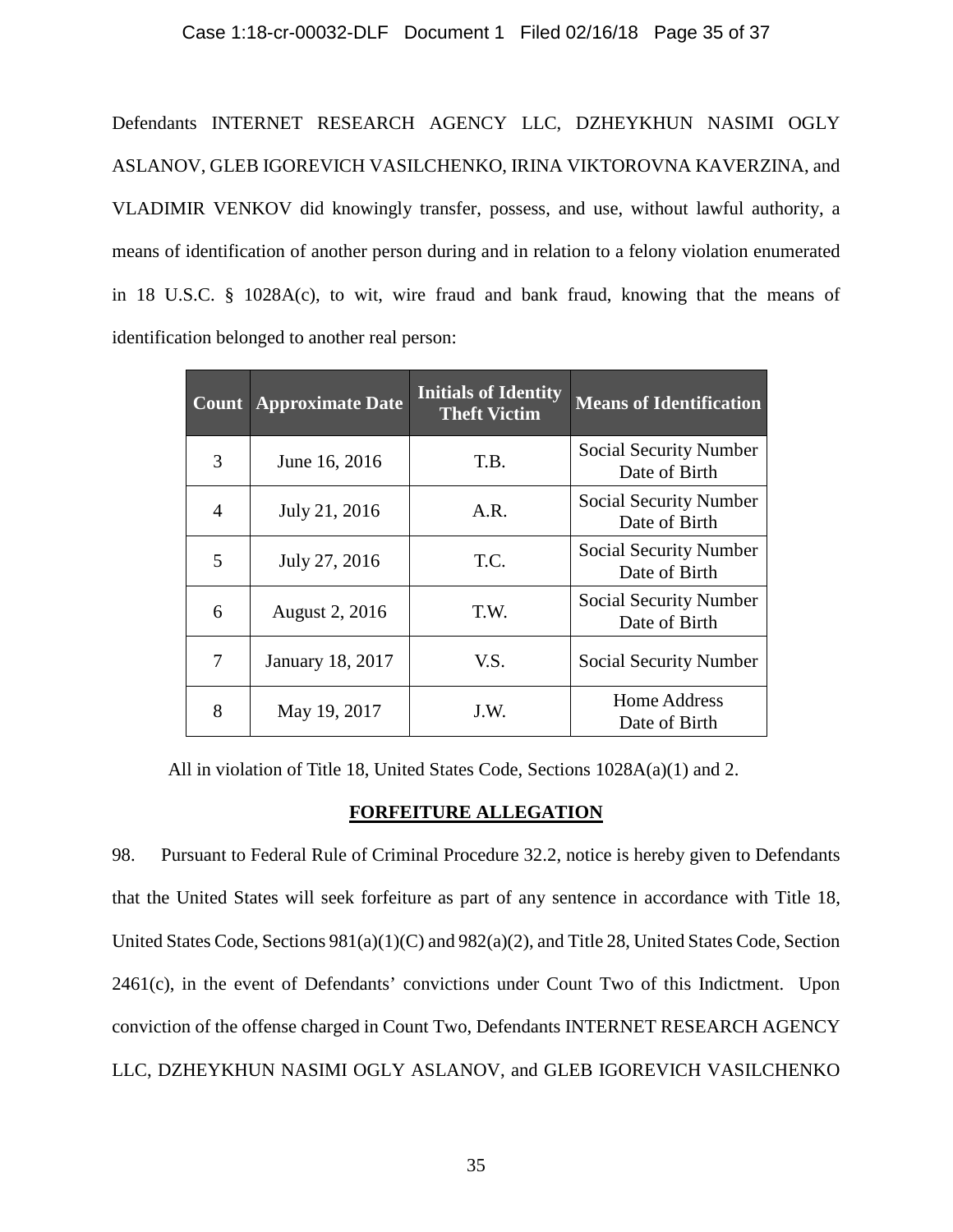Defendants INTERNET RESEARCH AGENCY LLC, DZHEYKHUN NASIMI OGLY ASLANOV, GLEB IGOREVICH VASILCHENKO, IRINA VIKTOROVNA KAVERZINA, and VLADIMIR VENKOV did knowingly transfer, possess, and use, without lawful authority, a means of identification of another person during and in relation to a felony violation enumerated in 18 U.S.C. § 1028A(c), to wit, wire fraud and bank fraud, knowing that the means of identification belonged to another real person:

| Count | Approximate Date | Initials of Identity Theft Victim | Means of Identification |
|---|---|---|---|
| 3 | June 16, 2016 | T.B. | Social Security Number Date of Birth |
| 4 | July 21, 2016 | A.R. | Social Security Number Date of Birth |
| 5 | July 27, 2016 | T.C. | Social Security Number Date of Birth |
| 6 | August 2, 2016 | T.W. | Social Security Number Date of Birth |
| 7 | January 18, 2017 | V.S. | Social Security Number |
| 8 | May 19, 2017 | J.W. | Home Address Date of Birth |

All in violation of Title 18, United States Code, Sections 1028A(a)(1) and 2.

## FORFEITURE ALLEGATION

98. Pursuant to Federal Rule of Criminal Procedure 32.2, notice is hereby given to Defendants that the United States will seek forfeiture as part of any sentence in accordance with Title 18, United States Code, Sections 981(a)(1)(C) and 982(a)(2), and Title 28, United States Code, Section 2461(c), in the event of Defendants' convictions under Count Two of this Indictment. Upon conviction of the offense charged in Count Two, Defendants INTERNET RESEARCH AGENCY LLC, DZHEYKHUN NASIMI OGLY ASLANOV, and GLEB IGOREVICH VASILCHENKO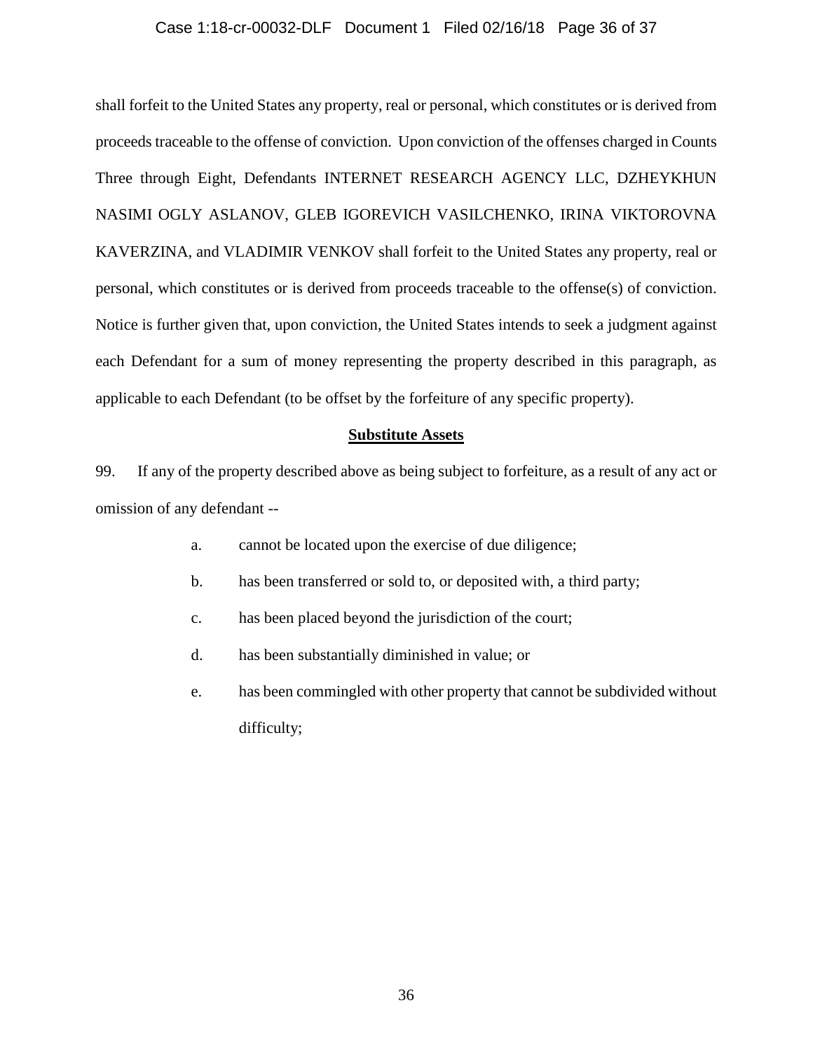shall forfeit to the United States any property, real or personal, which constitutes or is derived from proceeds traceable to the offense of conviction. Upon conviction of the offenses charged in Counts Three through Eight, Defendants INTERNET RESEARCH AGENCY LLC, DZHEYKHUN NASIMI OGLY ASLANOV, GLEB IGOREVICH VASILCHENKO, IRINA VIKTOROVNA KAVERZINA, and VLADIMIR VENKOV shall forfeit to the United States any property, real or personal, which constitutes or is derived from proceeds traceable to the offense(s) of conviction. Notice is further given that, upon conviction, the United States intends to seek a judgment against each Defendant for a sum of money representing the property described in this paragraph, as applicable to each Defendant (to be offset by the forfeiture of any specific property).

**Substitute Assets**

99. If any of the property described above as being subject to forfeiture, as a result of any act or omission of any defendant --

a. cannot be located upon the exercise of due diligence;

b. has been transferred or sold to, or deposited with, a third party;

c. has been placed beyond the jurisdiction of the court;

d. has been substantially diminished in value; or

e. has been commingled with other property that cannot be subdivided without difficulty;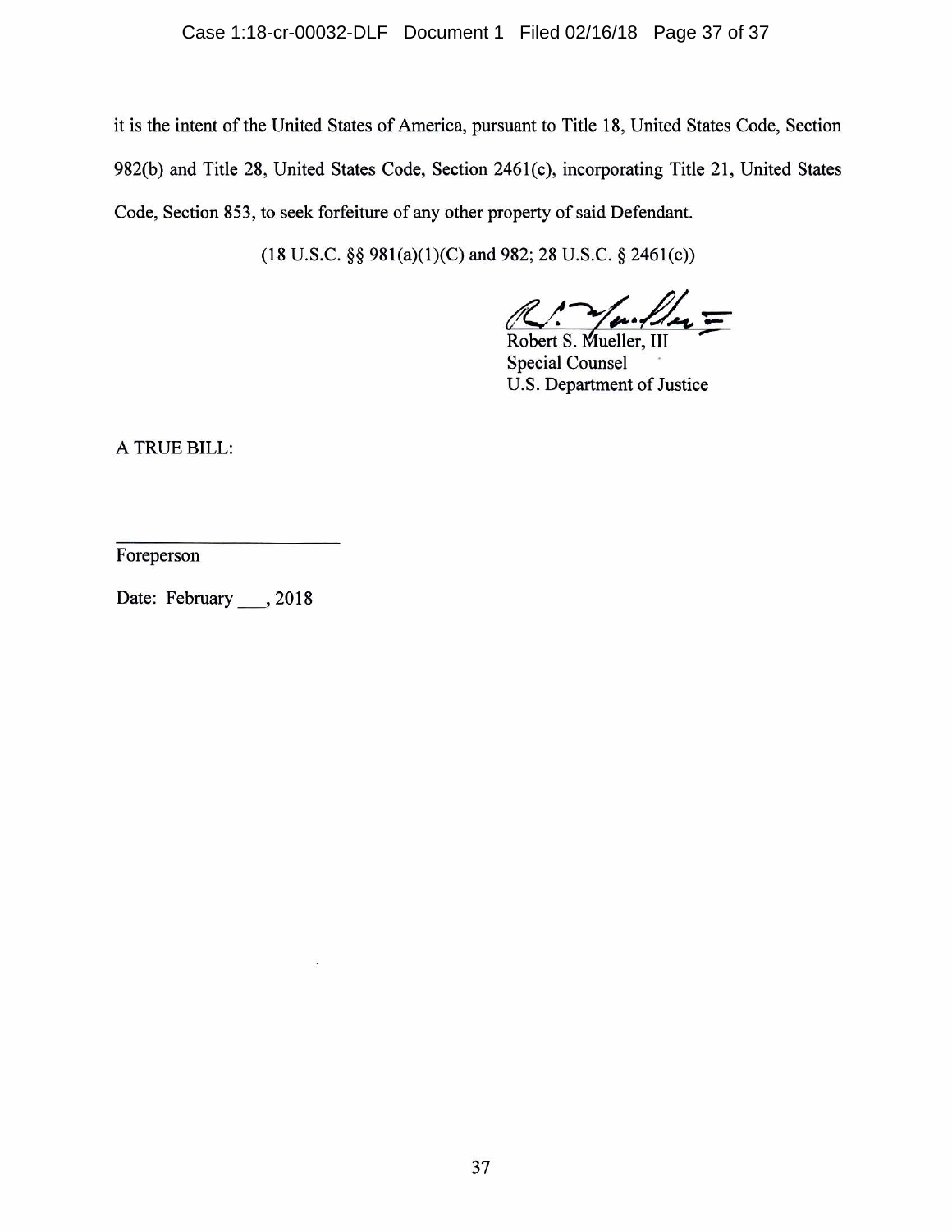it is the intent of the United States of America, pursuant to Title 18, United States Code, Section 982(b) and Title 28, United States Code, Section 2461(c), incorporating Title 21, United States Code, Section 853, to seek forfeiture of any other property of said Defendant.

(18 U.S.C. §§ 981(a)(1)(C) and 982; 28 U.S.C. § 2461(c))

Robert S. Mueller, III
Special Counsel
U.S. Department of Justice

A TRUE BILL:

\_\_\_\_\_\_\_\_\_\_\_\_\_\_\_\_\_\_\_\_\_\_\_\_

Foreperson

Date: February \_\_\_, 2018